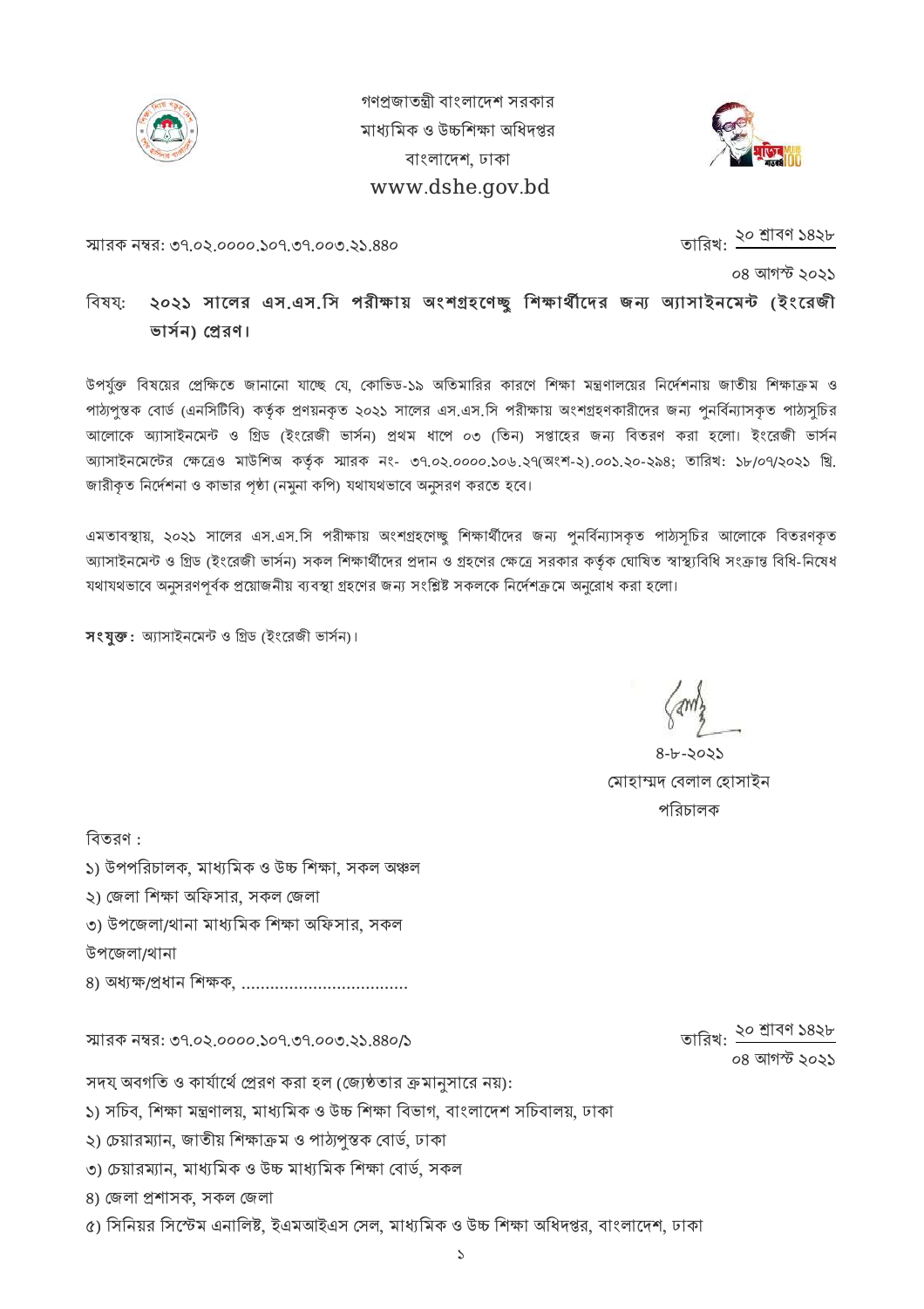গণপ্রজাতন্ত্রী বাংলাদেশ সরকার
মাধ্যমিক ও উচ্চশিক্ষা অধিদপ্তর
বাংলাদেশ, ঢাকা
www.dshe.gov.bd

স্মারক নম্বর: ৩৭.০২.০০০০.১০৭.৩৭.০০৩.২১.৪৪০

তারিখ: ২০ শ্রাবণ ১৪২৮
০৪ আগস্ট ২০২১

বিষয়: **২০২১ সালের এস.এস.সি পরীক্ষায় অংশগ্রহণেচ্ছু শিক্ষার্থীদের জন্য অ্যাসাইনমেন্ট (ইংরেজী ভার্সন) প্রেরণ।**

উপর্যুক্ত বিষয়ের প্রেক্ষিতে জানানো যাচ্ছে যে, কোভিড-১৯ অতিমারির কারণে শিক্ষা মন্ত্রণালয়ের নির্দেশনায় জাতীয় শিক্ষাক্রম ও পাঠ্যপুস্তক বোর্ড (এনসিটিবি) কর্তৃক প্রণয়নকৃত ২০২১ সালের এস.এস.সি পরীক্ষায় অংশগ্রহণকারীদের জন্য পুনর্বিন্যাসকৃত পাঠ্যসুচির আলোকে অ্যাসাইনমেন্ট ও গ্রিড (ইংরেজী ভার্সন) প্রথম ধাপে ০৩ (তিন) সপ্তাহের জন্য বিতরণ করা হলো। ইংরেজী ভার্সন অ্যাসাইনমেন্টের ক্ষেত্রেও মাউশিঅ কর্তৃক স্মারক নং- ৩৭.০২.০০০০.১০৬.২৭(অংশ-২).০০১.২০-২৯৪; তারিখ: ১৮/০৭/২০২১ খ্রি. জারীকৃত নির্দেশনা ও কাভার পৃষ্ঠা (নমুনা কপি) যথাযথভাবে অনুসরণ করতে হবে।

এমতাবস্থায়, ২০২১ সালের এস.এস.সি পরীক্ষায় অংশগ্রহণেচ্ছু শিক্ষার্থীদের জন্য পুনর্বিন্যাসকৃত পাঠ্যসূচির আলোকে বিতরণকৃত অ্যাসাইনমেন্ট ও গ্রিড (ইংরেজী ভার্সন) সকল শিক্ষার্থীদের প্রদান ও গ্রহণের ক্ষেত্রে সরকার কর্তৃক ঘোষিত স্বাস্থ্যবিধি সংক্রান্ত বিধি-নিষেধ যথাযথভাবে অনুসরণপূর্বক প্রয়োজনীয় ব্যবস্থা গ্রহণের জন্য সংশ্লিষ্ট সকলকে নির্দেশক্রমে অনুরোধ করা হলো।

**সংযুক্ত:** অ্যাসাইনমেন্ট ও গ্রিড (ইংরেজী ভার্সন)।

৪-৮-২০২১
মোহাম্মদ বেলাল হোসাইন
পরিচালক

বিতরণ :

১) উপপরিচালক, মাধ্যমিক ও উচ্চ শিক্ষা, সকল অঞ্চল
২) জেলা শিক্ষা অফিসার, সকল জেলা
৩) উপজেলা/থানা মাধ্যমিক শিক্ষা অফিসার, সকল উপজেলা/থানা
৪) অধ্যক্ষ/প্রধান শিক্ষক, ..................................

স্মারক নম্বর: ৩৭.০২.০০০০.১০৭.৩৭.০০৩.২১.৪৪০/১

তারিখ: ২০ শ্রাবণ ১৪২৮
০৪ আগস্ট ২০২১

সদয় অবগতি ও কার্যার্থে প্রেরণ করা হল (জ্যেষ্ঠতার ক্রমানুসারে নয়):

১) সচিব, শিক্ষা মন্ত্রণালয়, মাধ্যমিক ও উচ্চ শিক্ষা বিভাগ, বাংলাদেশ সচিবালয়, ঢাকা
২) চেয়ারম্যান, জাতীয় শিক্ষাক্রম ও পাঠ্যপুস্তক বোর্ড, ঢাকা
৩) চেয়ারম্যান, মাধ্যমিক ও উচ্চ মাধ্যমিক শিক্ষা বোর্ড, সকল
৪) জেলা প্রশাসক, সকল জেলা
৫) সিনিয়র সিস্টেম এনালিষ্ট, ইএমআইএস সেল, মাধ্যমিক ও উচ্চ শিক্ষা অধিদপ্তর, বাংলাদেশ, ঢাকা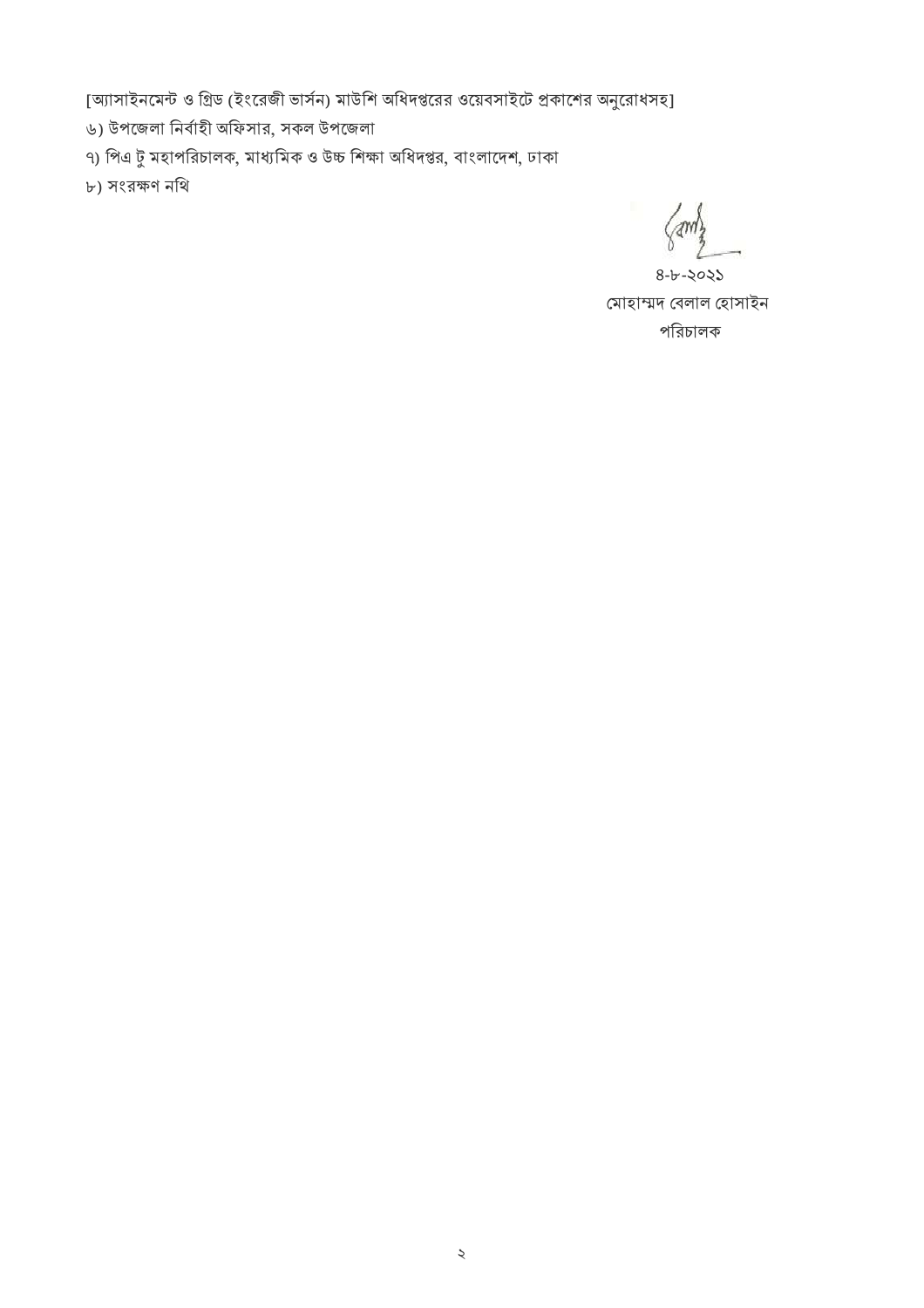[অ্যাসাইনমেন্ট ও গ্রিড (ইংরেজী ভার্সন) মাউশি অধিদপ্তরের ওয়েবসাইটে প্রকাশের অনুরোধসহ]

৬) উপজেলা নির্বাহী অফিসার, সকল উপজেলা

৭) পিএ টু মহাপরিচালক, মাধ্যমিক ও উচ্চ শিক্ষা অধিদপ্তর, বাংলাদেশ, ঢাকা

৮) সংরক্ষণ নথি

৪-৮-২০২১

মোহাম্মদ বেলাল হোসাইন

পরিচালক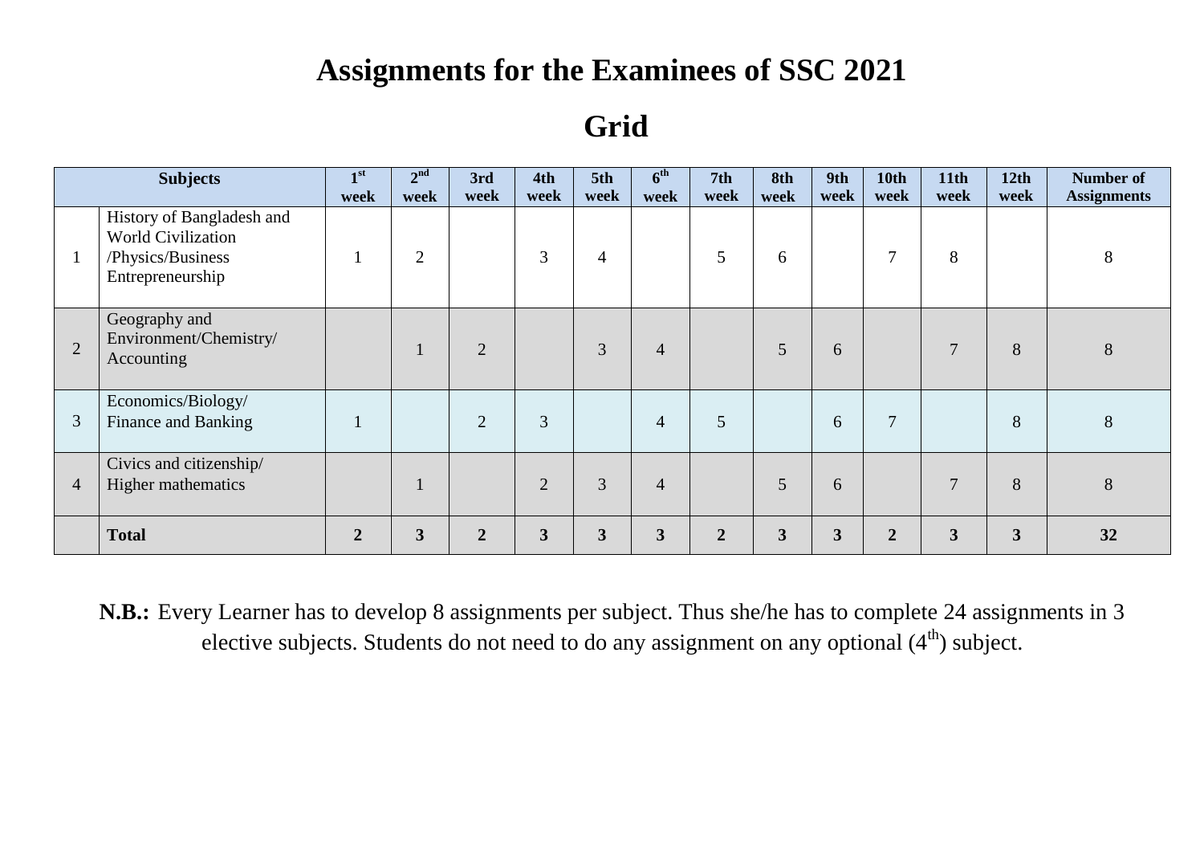# Assignments for the Examinees of SSC 2021

## Grid

| Subjects | | 1st week | 2nd week | 3rd week | 4th week | 5th week | 6th week | 7th week | 8th week | 9th week | 10th week | 11th week | 12th week | Number of Assignments |
|---|---|---|---|---|---|---|---|---|---|---|---|---|---|---|
| 1 | History of Bangladesh and World Civilization /Physics/Business Entrepreneurship | 1 | 2 | | 3 | 4 | | 5 | 6 | | 7 | 8 | | 8 |
| 2 | Geography and Environment/Chemistry/ Accounting | | 1 | 2 | | 3 | 4 | | 5 | 6 | | 7 | 8 | 8 |
| 3 | Economics/Biology/ Finance and Banking | 1 | | 2 | 3 | | 4 | 5 | | 6 | 7 | | 8 | 8 |
| 4 | Civics and citizenship/ Higher mathematics | | 1 | | 2 | 3 | 4 | | 5 | 6 | | 7 | 8 | 8 |
| | **Total** | **2** | **3** | **2** | **3** | **3** | **3** | **2** | **3** | **3** | **2** | **3** | **3** | **32** |

**N.B.:** Every Learner has to develop 8 assignments per subject. Thus she/he has to complete 24 assignments in 3 elective subjects. Students do not need to do any assignment on any optional (4th) subject.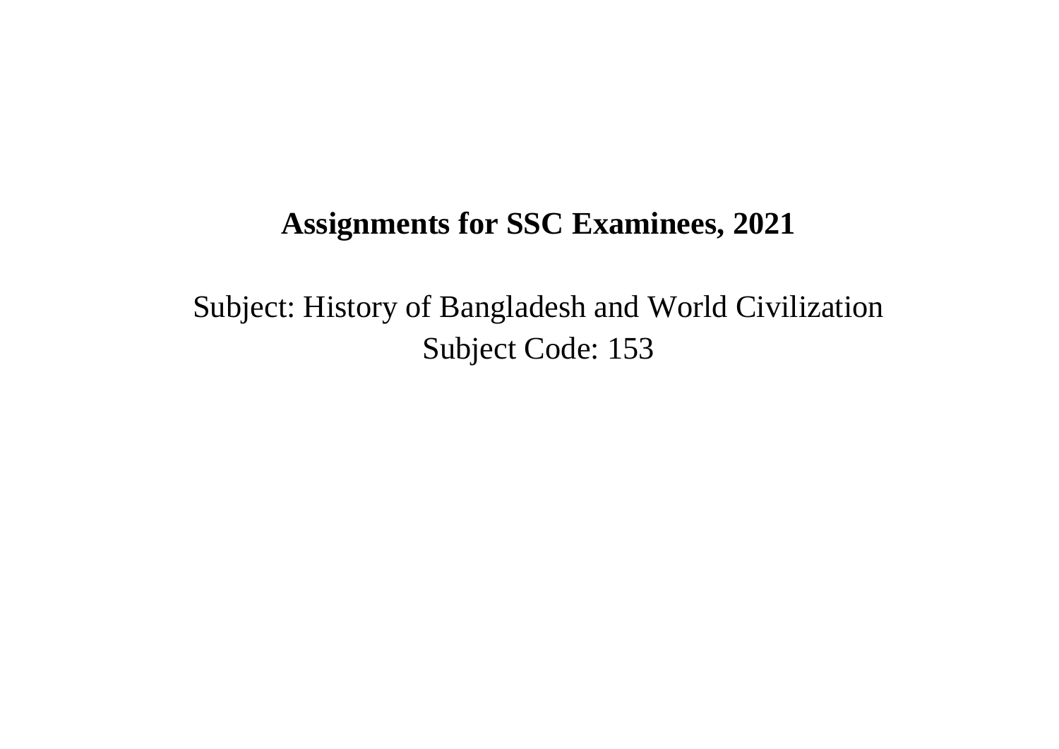# **Assignments for SSC Examinees, 2021**

Subject: History of Bangladesh and World Civilization
Subject Code: 153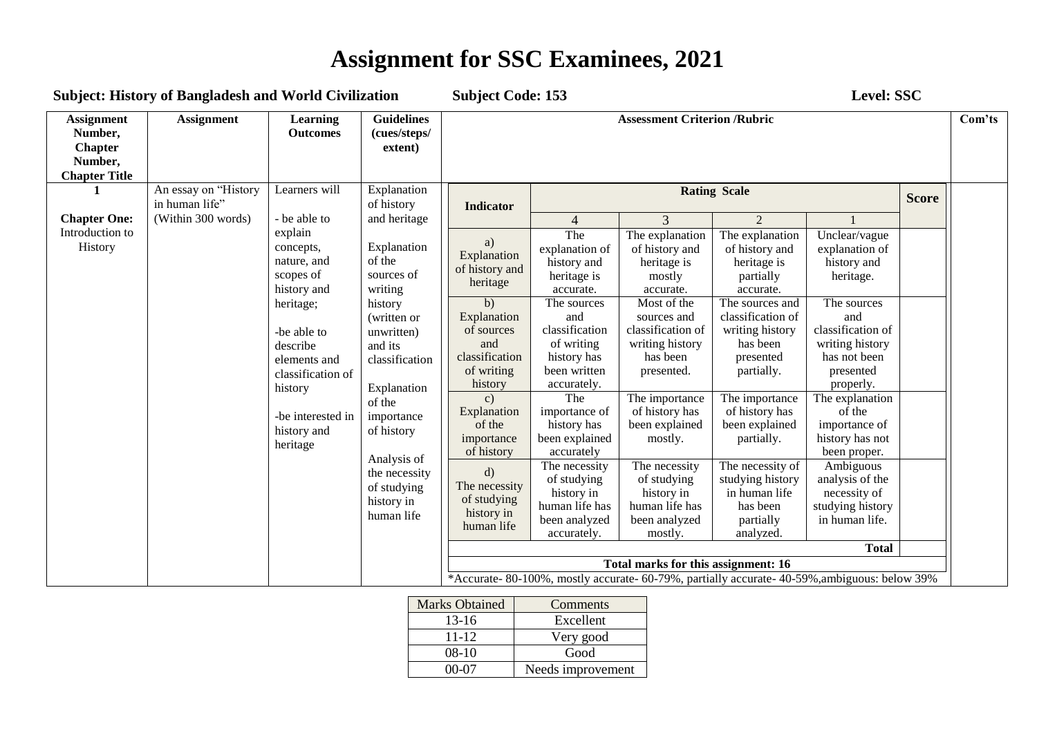# Assignment for SSC Examinees, 2021

**Subject: History of Bangladesh and World Civilization** **Subject Code: 153** **Level: SSC**

| Assignment Number, Chapter Number, Chapter Title | Assignment | Learning Outcomes | Guidelines (cues/steps/ extent) | Assessment Criterion /Rubric | | | | | | Com'ts |
|---|---|---|---|---|---|---|---|---|---|---|
| | | | | Indicator | Rating Scale | | | | Score | |
| | | | | | 4 | 3 | 2 | 1 | | |
| 1<br><br>**Chapter One:** Introduction to History | An essay on "History in human life" (Within 300 words) | Learners will<br><br>- be able to explain concepts, nature, and scopes of history and heritage;<br><br>-be able to describe elements and classification of history<br><br>-be interested in history and heritage | Explanation of history and heritage<br><br>Explanation of the sources of writing history (written or unwritten) and its classification<br><br>Explanation of the importance of history<br><br>Analysis of the necessity of studying history in human life | a) Explanation of history and heritage | The explanation of history and heritage is accurate. | The explanation of history and heritage is mostly accurate. | The explanation of history and heritage is partially accurate. | Unclear/vague explanation of history and heritage. | | |
| | | | | b) Explanation of sources and classification of writing history | The sources and classification of writing history has been written accurately. | Most of the sources and classification of writing history has been presented. | The sources and classification of writing history has been presented partially. | The sources and classification of writing history has not been presented properly. | | |
| | | | | c) Explanation of the importance of history | The importance of history has been explained accurately | The importance of history has been explained mostly. | The importance of history has been explained partially. | The explanation of the importance of history has not been proper. | | |
| | | | | d) The necessity of studying history in human life | The necessity of studying history in human life has been analyzed accurately. | The necessity of studying history in human life has been analyzed mostly. | The necessity of studying history in human life has been partially analyzed. | Ambiguous analysis of the necessity of studying history in human life. | | |
| | | | | | | | | **Total** | | |
| | | | | **Total marks for this assignment: 16** | | | | | | |
| | | | | *Accurate- 80-100%, mostly accurate- 60-79%, partially accurate- 40-59%,ambiguous: below 39% | | | | | | |

| Marks Obtained | Comments |
|---|---|
| 13-16 | Excellent |
| 11-12 | Very good |
| 08-10 | Good |
| 00-07 | Needs improvement |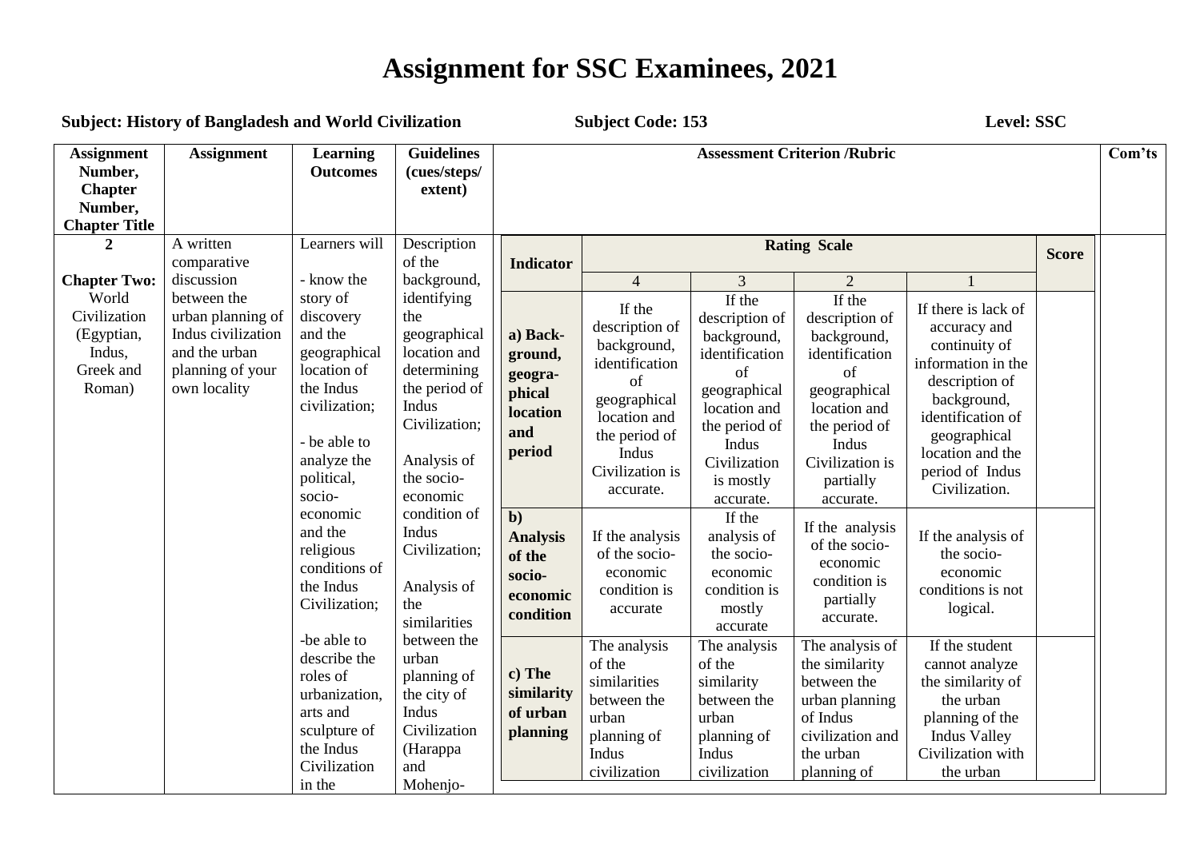# Assignment for SSC Examinees, 2021

**Subject: History of Bangladesh and World Civilization** **Subject Code: 153** **Level: SSC**

| Assignment Number, Chapter Number, Chapter Title | Assignment | Learning Outcomes | Guidelines (cues/steps/ extent) | Assessment Criterion /Rubric | | | | | | Com'ts |
|---|---|---|---|---|---|---|---|---|---|---|
| | | | | **Indicator** | **Rating Scale** | | | | **Score** | |
| | | | | | 4 | 3 | 2 | 1 | | |
| **2** **Chapter Two:** World Civilization (Egyptian, Indus, Greek and Roman) | A written comparative discussion between the urban planning of Indus civilization and the urban planning of your own locality | Learners will - know the story of discovery and the geographical location of the Indus civilization; - be able to analyze the political, socio-economic and the religious conditions of the Indus Civilization; -be able to describe the roles of urbanization, arts and sculpture of the Indus Civilization in the | Description of the background, identifying the geographical location and determining the period of Indus Civilization; Analysis of the socio-economic condition of Indus Civilization; Analysis of the similarities between the urban planning of the city of Indus Civilization (Harappa and Mohenjo- | **a) Back-ground, geogra-phical location and period** | If the description of background, identification of geographical location and the period of Indus Civilization is accurate. | If the description of background, identification of geographical location and the period of Indus Civilization is mostly accurate. | If the description of background, identification of geographical location and the period of Indus Civilization is partially accurate. | If there is lack of accuracy and continuity of information in the description of background, identification of geographical location and the period of Indus Civilization. | | |
| | | | | **b) Analysis of the socio-economic condition** | If the analysis of the socio-economic condition is accurate | If the analysis of the socio-economic condition is mostly accurate | If the analysis of the socio-economic condition is partially accurate. | If the analysis of the socio-economic conditions is not logical. | | |
| | | | | **c) The similarity of urban planning** | The analysis of the similarities between the urban planning of Indus civilization | The analysis of the similarity between the urban planning of Indus civilization | The analysis of the similarity between the urban planning of Indus civilization and the urban planning of | If the student cannot analyze the similarity of the urban planning of the Indus Valley Civilization with the urban | | |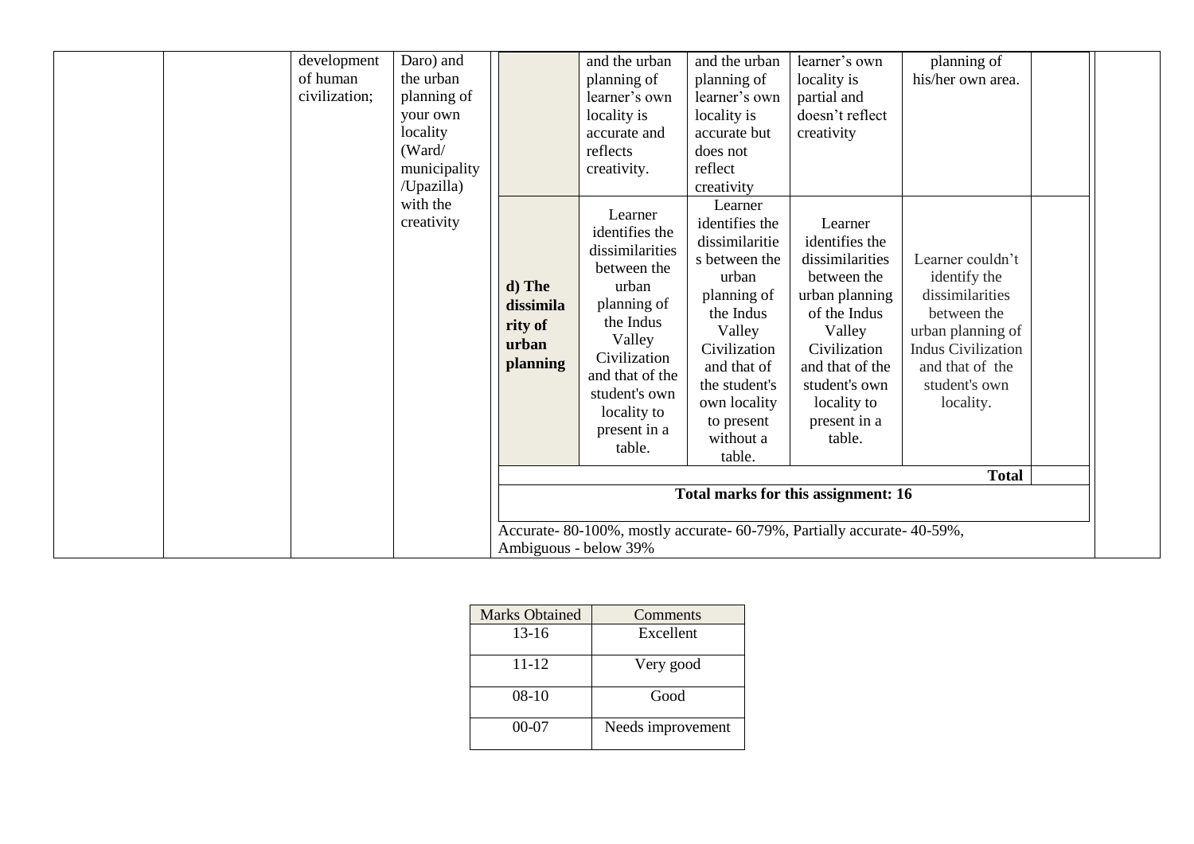| | | development of human civilization; | Daro) and the urban planning of your own locality (Ward/ municipality /Upazilla) with the creativity | | and the urban planning of learner's own locality is accurate and reflects creativity. | and the urban planning of learner's own locality is accurate but does not reflect creativity | learner's own locality is partial and doesn't reflect creativity | planning of his/her own area. | | |
|---|---|---|---|---|---|---|---|---|---|---|
| | | | | **d) The dissimilarity of urban planning** | Learner identifies the dissimilarities between the urban planning of the Indus Valley Civilization and that of the student's own locality to present in a table. | Learner identifies the dissimilarities between the urban planning of the Indus Valley Civilization and that of the student's own locality to present without a table. | Learner identifies the dissimilarities between the urban planning of the Indus Valley Civilization and that of the student's own locality to present in a table. | Learner couldn't identify the dissimilarities between the urban planning of Indus Civilization and that of the student's own locality. | | |
| | | | | | | | | **Total** | | |
| | | | | **Total marks for this assignment: 16** | | | | | | |
| | | | | Accurate- 80-100%, mostly accurate- 60-79%, Partially accurate- 40-59%, Ambiguous - below 39% | | | | | | |

| Marks Obtained | Comments |
|---|---|
| 13-16 | Excellent |
| 11-12 | Very good |
| 08-10 | Good |
| 00-07 | Needs improvement |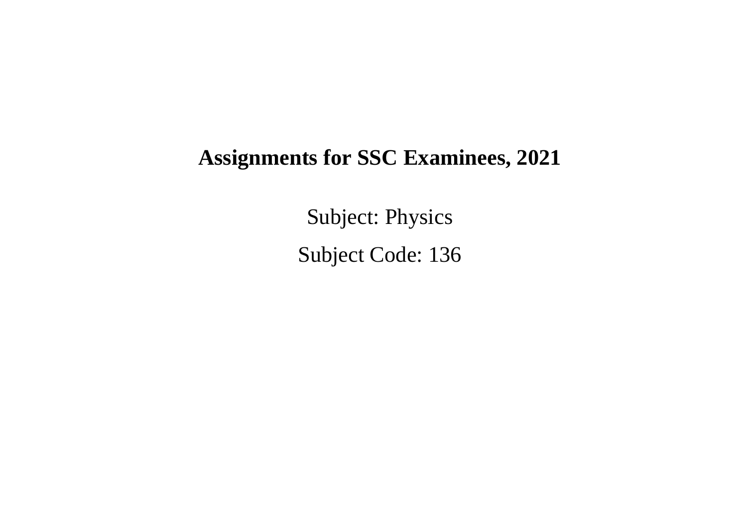# Assignments for SSC Examinees, 2021

Subject: Physics

Subject Code: 136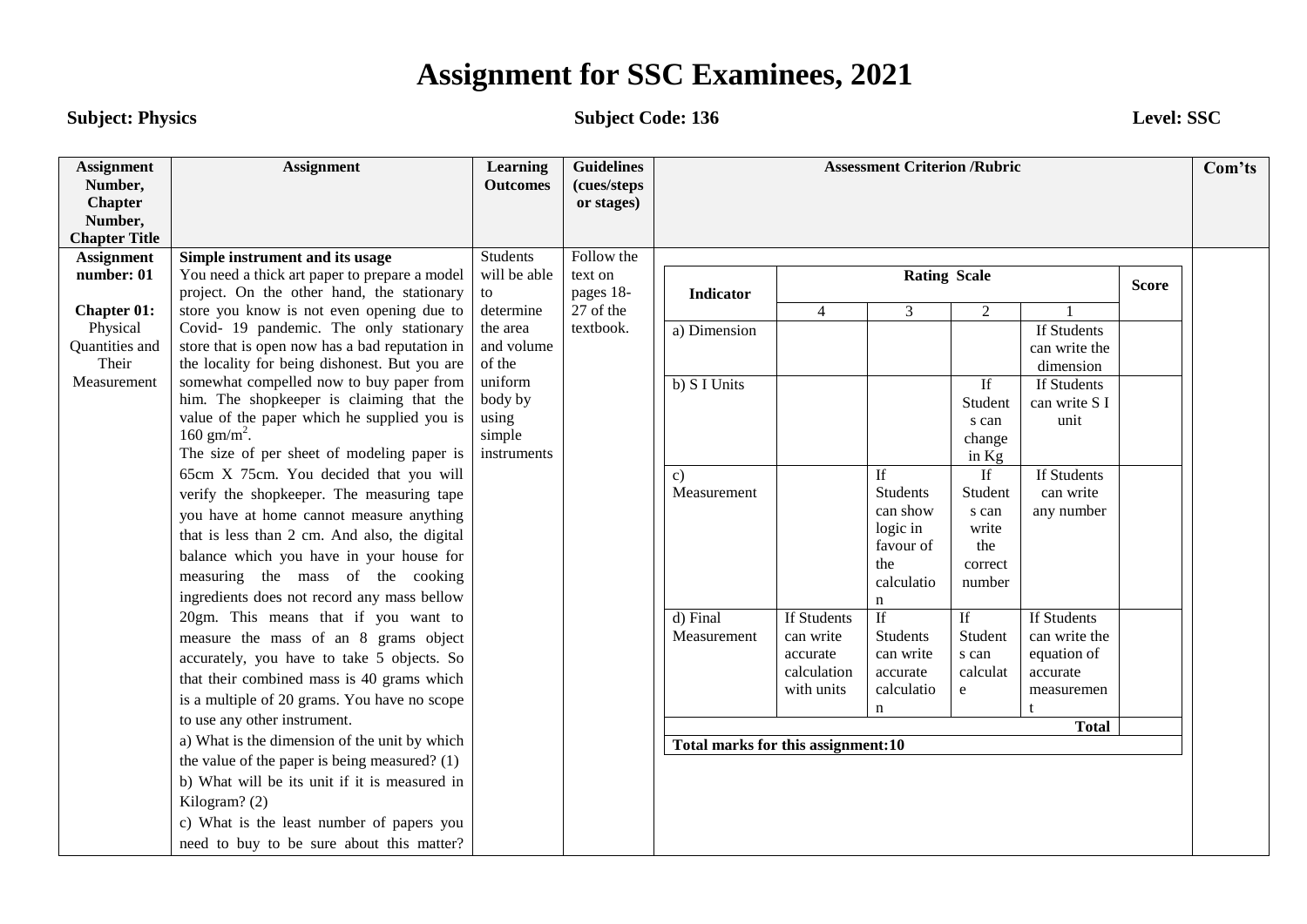# Assignment for SSC Examinees, 2021

**Subject: Physics** **Subject Code: 136** **Level: SSC**

| Assignment Number, Chapter Number, Chapter Title | Assignment | Learning Outcomes | Guidelines (cues/steps or stages) | Assessment Criterion /Rubric | Com'ts |
|---|---|---|---|---|---|
| **Assignment number: 01**<br><br>**Chapter 01:** Physical Quantities and Their Measurement | **Simple instrument and its usage**<br>You need a thick art paper to prepare a model project. On the other hand, the stationary store you know is not even opening due to Covid- 19 pandemic. The only stationary store that is open now has a bad reputation in the locality for being dishonest. But you are somewhat compelled now to buy paper from him. The shopkeeper is claiming that the value of the paper which he supplied you is 160 $gm/m^2$.<br>The size of per sheet of modeling paper is 65cm X 75cm. You decided that you will verify the shopkeeper. The measuring tape you have at home cannot measure anything that is less than 2 cm. And also, the digital balance which you have in your house for measuring the mass of the cooking ingredients does not record any mass bellow 20gm. This means that if you want to measure the mass of an 8 grams object accurately, you have to take 5 objects. So that their combined mass is 40 grams which is a multiple of 20 grams. You have no scope to use any other instrument.<br>a) What is the dimension of the unit by which the value of the paper is being measured? (1)<br>b) What will be its unit if it is measured in Kilogram? (2)<br>c) What is the least number of papers you need to buy to be sure about this matter? | Students will be able to determine the area and volume of the uniform body by using simple instruments | Follow the text on pages 18-27 of the textbook. | (see rubric table below) | |

| Indicator | Rating Scale | | | | Score |
|---|---|---|---|---|---|
| | 4 | 3 | 2 | 1 | |
| a) Dimension | | | | If Students can write the dimension | |
| b) S I Units | | | If Students can change in Kg | If Students can write S I unit | |
| c) Measurement | | If Students can show logic in favour of the calculation | If Students can write the correct number | If Students can write any number | |
| d) Final Measurement | If Students can write accurate calculation with units | If Students can write accurate calculation | If Students can calculate | If Students can write the equation of accurate measurement | |
| | | | | **Total** | |
| **Total marks for this assignment:10** | | | | | |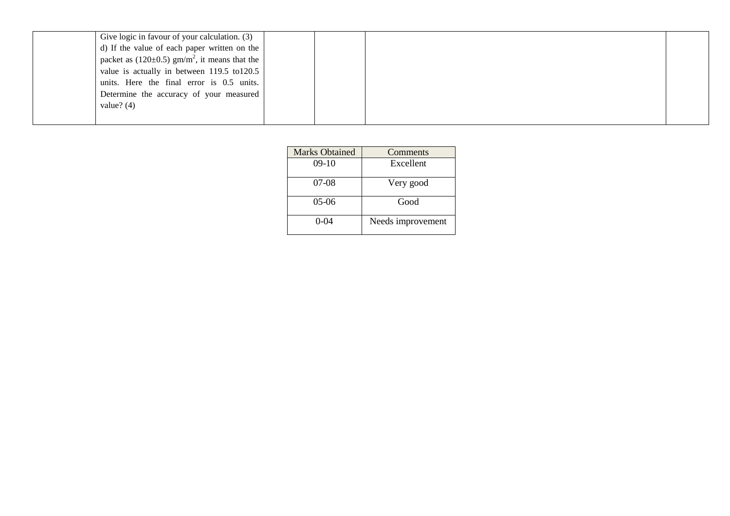|  | Give logic in favour of your calculation. (3)<br>d) If the value of each paper written on the packet as (120±0.5) gm/$m^2$, it means that the value is actually in between 119.5 to120.5 units. Here the final error is 0.5 units. Determine the accuracy of your measured value? (4) |  |  |  |  |
|---|---|---|---|---|---|

| Marks Obtained | Comments |
|---|---|
| 09-10 | Excellent |
| 07-08 | Very good |
| 05-06 | Good |
| 0-04 | Needs improvement |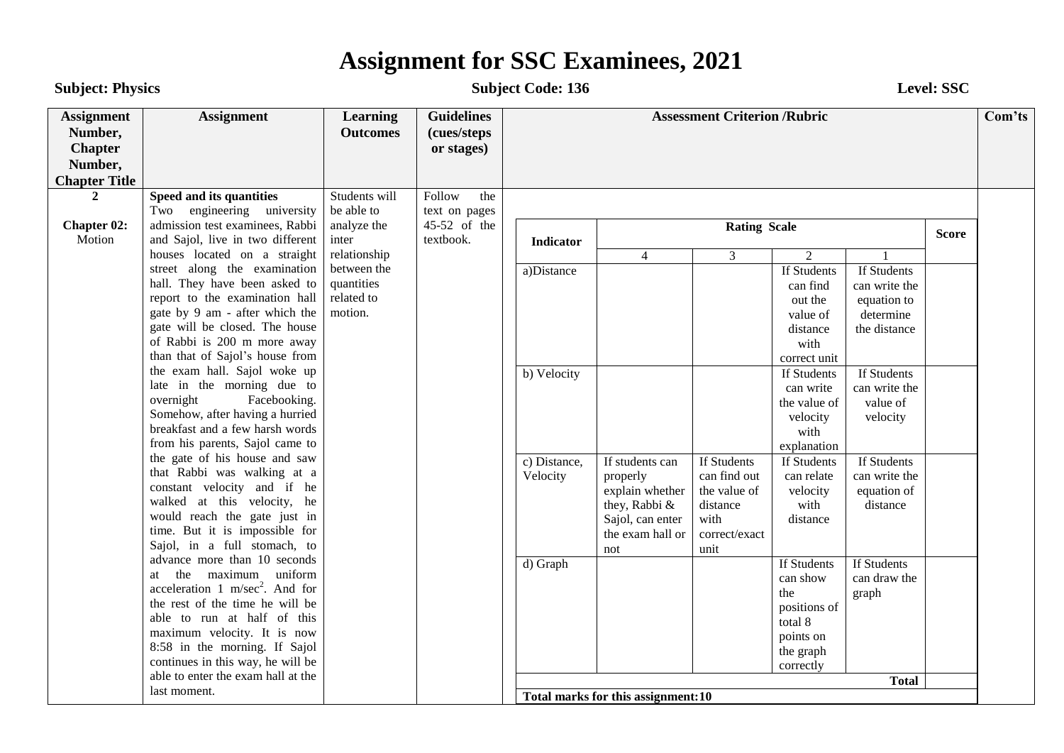# Assignment for SSC Examinees, 2021

**Subject: Physics** **Subject Code: 136** **Level: SSC**

| Assignment Number, Chapter Number, Chapter Title | Assignment | Learning Outcomes | Guidelines (cues/steps or stages) | Assessment Criterion /Rubric | Com'ts |
|---|---|---|---|---|---|
| **2** <br><br> **Chapter 02:** Motion | **Speed and its quantities** <br> Two engineering university admission test examinees, Rabbi and Sajol, live in two different houses located on a straight street along the examination hall. They have been asked to report to the examination hall gate by 9 am - after which the gate will be closed. The house of Rabbi is 200 m more away than that of Sajol's house from the exam hall. Sajol woke up late in the morning due to overnight Facebooking. Somehow, after having a hurried breakfast and a few harsh words from his parents, Sajol came to the gate of his house and saw that Rabbi was walking at a constant velocity and if he walked at this velocity, he would reach the gate just in time. But it is impossible for Sajol, in a full stomach, to advance more than 10 seconds at the maximum uniform acceleration 1 $m/sec^2$. And for the rest of the time he will be able to run at half of this maximum velocity. It is now 8:58 in the morning. If Sajol continues in this way, he will be able to enter the exam hall at the last moment. | Students will be able to analyze the inter relationship between the quantities related to motion. | Follow the text on pages 45-52 of the textbook. | (see rubric below) | |

**Assessment Criterion /Rubric**

| Indicator | Rating Scale | | | | Score |
|---|---|---|---|---|---|
| | 4 | 3 | 2 | 1 | |
| a) Distance | | | If Students can find out the value of distance with correct unit | If Students can write the equation to determine the distance | |
| b) Velocity | | | If Students can write the value of velocity with explanation | If Students can write the value of velocity | |
| c) Distance, Velocity | If students can properly explain whether they, Rabbi & Sajol, can enter the exam hall or not | If Students can find out the value of distance with correct/exact unit | If Students can relate velocity with distance | If Students can write the equation of distance | |
| d) Graph | | | If Students can show the positions of total 8 points on the graph correctly | If Students can draw the graph | |
| | | | | **Total** | |
| **Total marks for this assignment: 10** | | | | | |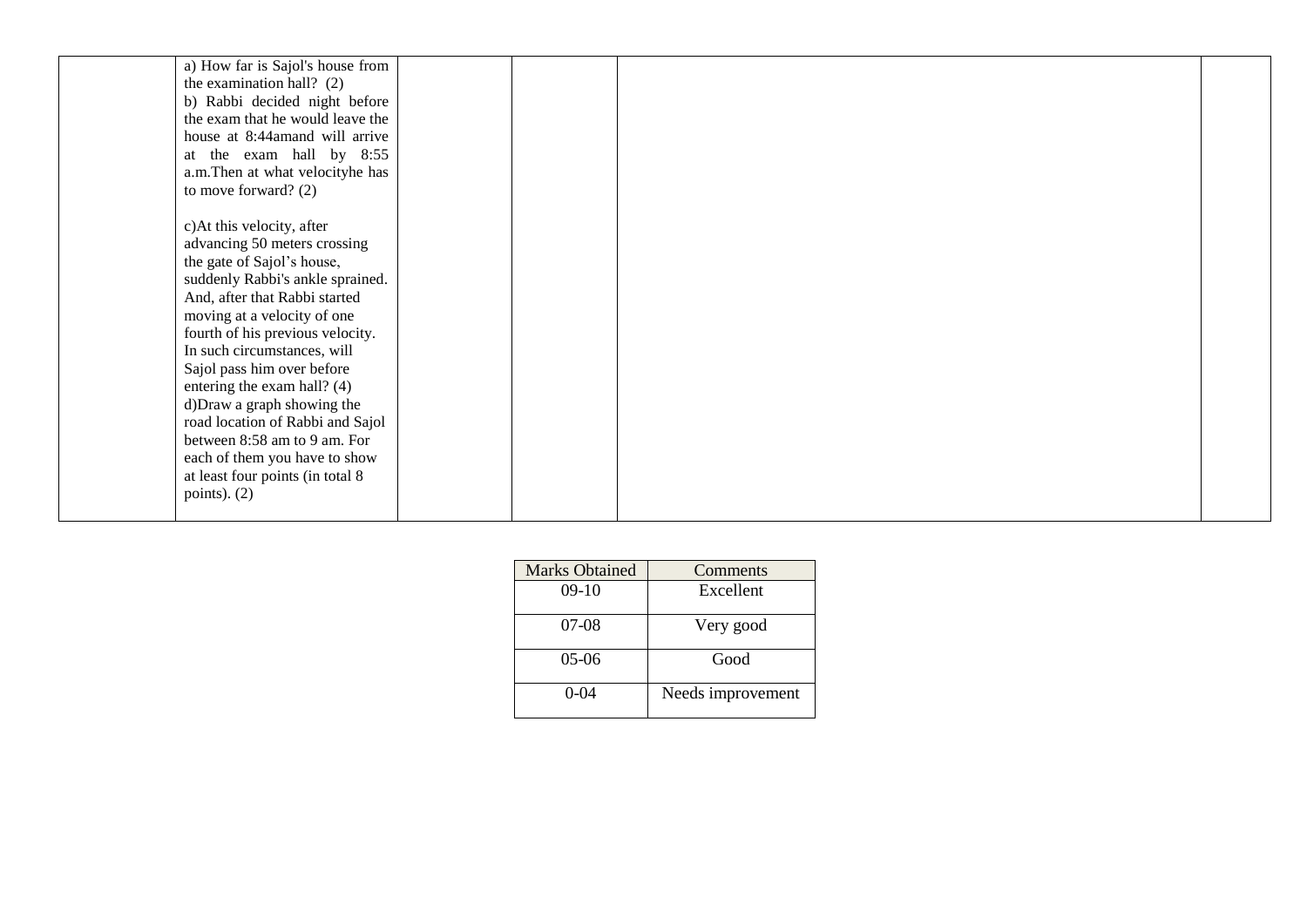|  | a) How far is Sajol's house from the examination hall? (2)<br>b) Rabbi decided night before the exam that he would leave the house at 8:44amand will arrive at the exam hall by 8:55 a.m.Then at what velocityhe has to move forward? (2)<br><br>c)At this velocity, after advancing 50 meters crossing the gate of Sajol's house, suddenly Rabbi's ankle sprained. And, after that Rabbi started moving at a velocity of one fourth of his previous velocity. In such circumstances, will Sajol pass him over before entering the exam hall? (4)<br>d)Draw a graph showing the road location of Rabbi and Sajol between 8:58 am to 9 am. For each of them you have to show at least four points (in total 8 points). (2) |  |  |  |  |
|---|---|---|---|---|---|

| Marks Obtained | Comments |
|---|---|
| 09-10 | Excellent |
| 07-08 | Very good |
| 05-06 | Good |
| 0-04 | Needs improvement |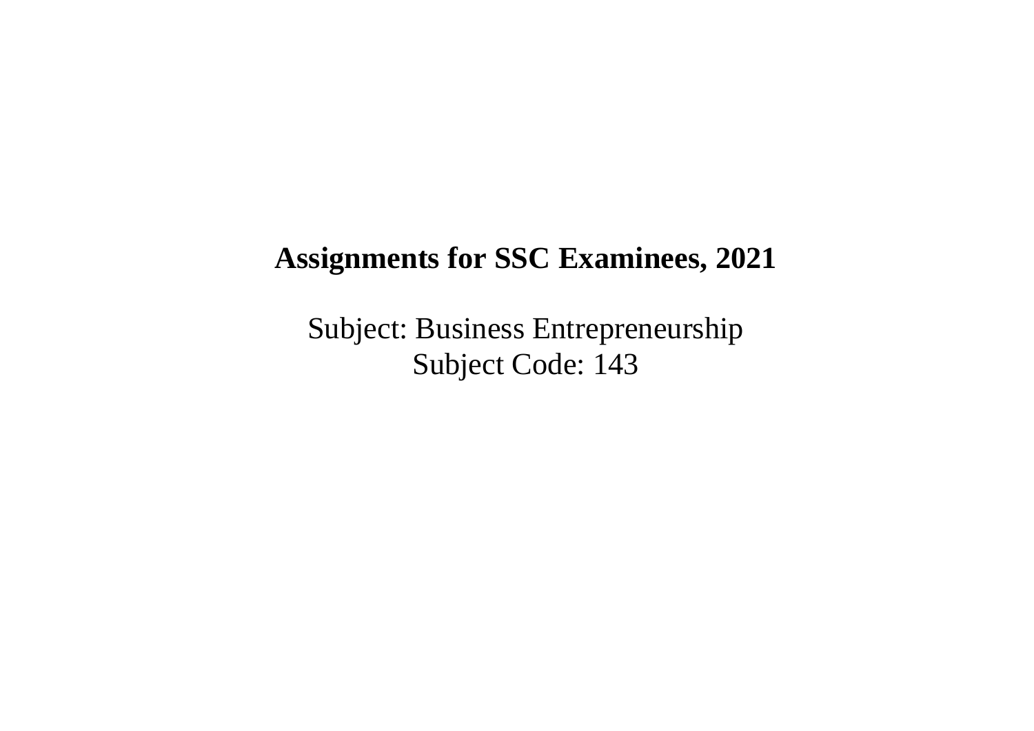# Assignments for SSC Examinees, 2021

Subject: Business Entrepreneurship
Subject Code: 143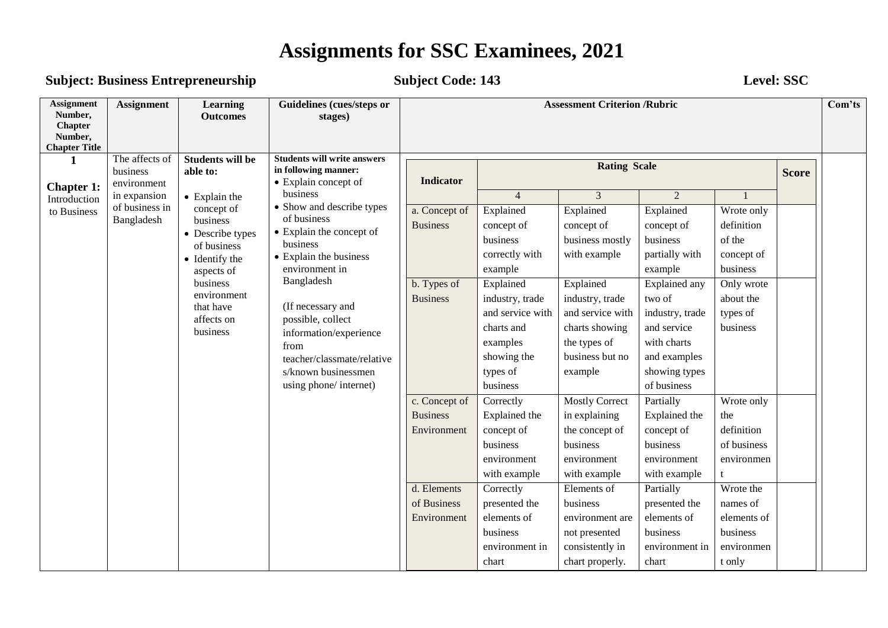# Assignments for SSC Examinees, 2021

**Subject: Business Entrepreneurship** **Subject Code: 143** **Level: SSC**

| Assignment Number, Chapter Number, Chapter Title | Assignment | Learning Outcomes | Guidelines (cues/steps or stages) | Assessment Criterion /Rubric | | | | | | Com'ts |
|---|---|---|---|---|---|---|---|---|---|---|
| | | | | Indicator | Rating Scale | | | | Score | |
| | | | | | 4 | 3 | 2 | 1 | | |
| **1**<br><br>**Chapter 1:** Introduction to Business | The affects of business environment in expansion of business in Bangladesh | **Students will be able to:**<br>• Explain the concept of business<br>• Describe types of business<br>• Identify the aspects of business environment that have affects on business | **Students will write answers in following manner:**<br>• Explain concept of business<br>• Show and describe types of business<br>• Explain the concept of business<br>• Explain the business environment in Bangladesh<br><br>(If necessary and possible, collect information/experience from teacher/classmate/relatives/known businessmen using phone/ internet) | a. Concept of Business | Explained concept of business correctly with example | Explained concept of business mostly with example | Explained concept of business partially with example | Wrote only definition of the concept of business | | |
| | | | | b. Types of Business | Explained industry, trade and service with charts and examples showing the types of business | Explained industry, trade and service with charts showing the types of business but no example | Explained any two of industry, trade and service with charts and examples showing types of business | Only wrote about the types of business | | |
| | | | | c. Concept of Business Environment | Correctly Explained the concept of business environment with example | Mostly Correct in explaining the concept of business environment with example | Partially Explained the concept of business environment with example | Wrote only the definition of business environment | | |
| | | | | d. Elements of Business Environment | Correctly presented the elements of business environment in chart | Elements of business environment are not presented consistently in chart properly. | Partially presented the elements of business environment in chart | Wrote the names of elements of business environment only | | |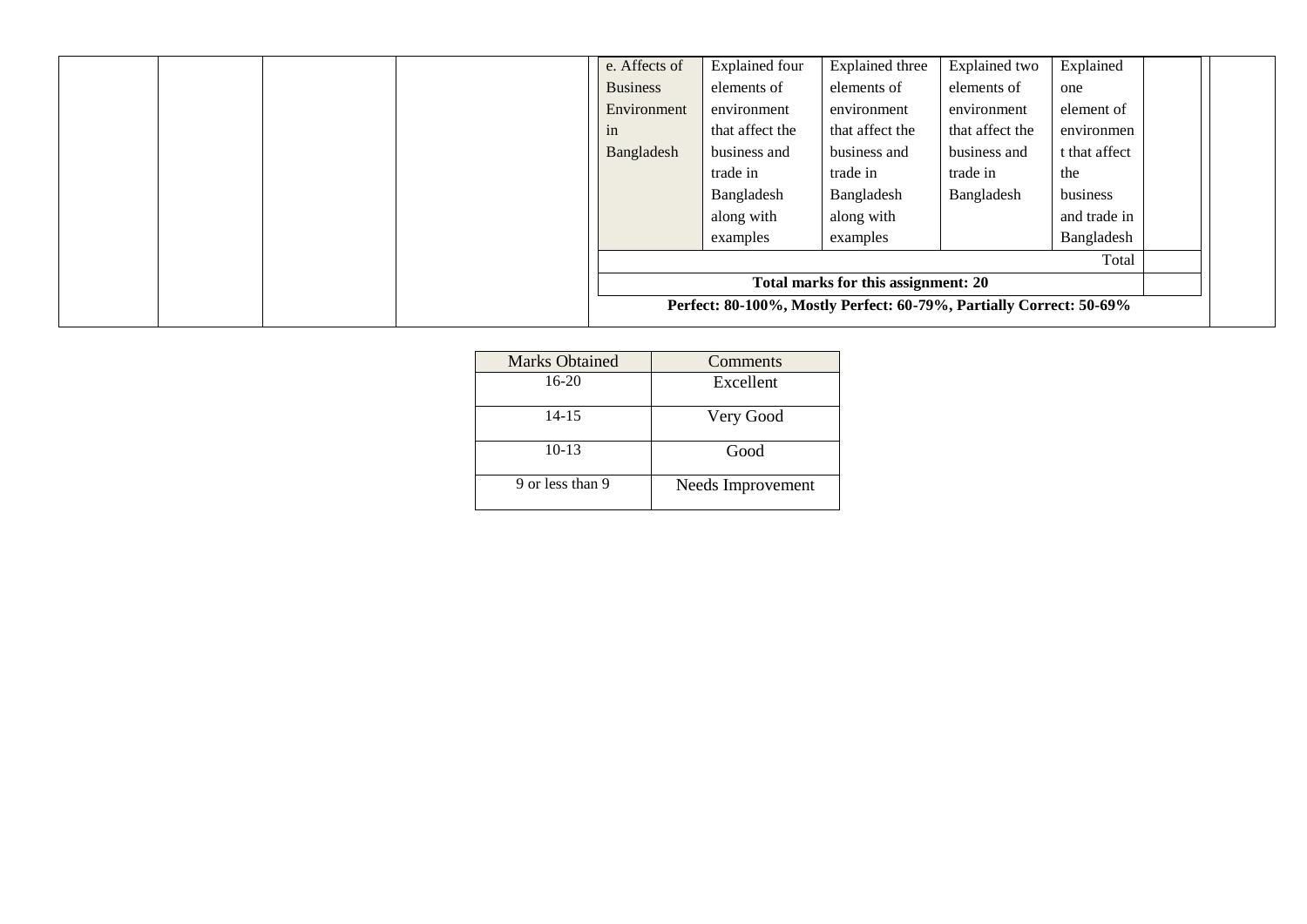| | | | | | | | | | | |
|---|---|---|---|---|---|---|---|---|---|---|
| | | | | e. Affects of Business Environment in Bangladesh | Explained four elements of environment that affect the business and trade in Bangladesh along with examples | Explained three elements of environment that affect the business and trade in Bangladesh along with examples | Explained two elements of environment that affect the business and trade in Bangladesh | Explained one element of environment that affect the business and trade in Bangladesh | | |
| | | | | Total | | | | | | |
| | | | | **Total marks for this assignment: 20** | | | | | | |
| | | | | **Perfect: 80-100%, Mostly Perfect: 60-79%, Partially Correct: 50-69%** | | | | | | |

| Marks Obtained | Comments |
|---|---|
| 16-20 | Excellent |
| 14-15 | Very Good |
| 10-13 | Good |
| 9 or less than 9 | Needs Improvement |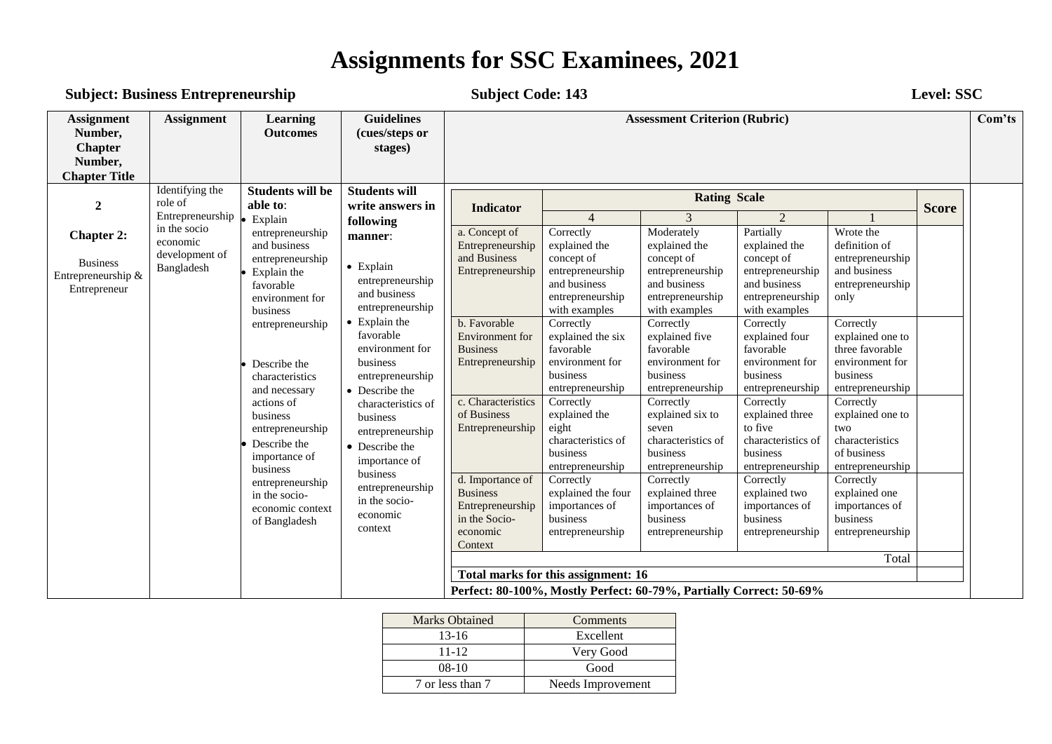# Assignments for SSC Examinees, 2021

**Subject: Business Entrepreneurship** **Subject Code: 143** **Level: SSC**

| Assignment Number, Chapter Number, Chapter Title | Assignment | Learning Outcomes | Guidelines (cues/steps or stages) | Assessment Criterion (Rubric) | Com'ts |
|---|---|---|---|---|---|
| **2**<br><br>**Chapter 2:**<br><br>Business Entrepreneurship & Entrepreneur | Identifying the role of Entrepreneurship in the socio economic development of Bangladesh | **Students will be able to**:<br>• Explain entrepreneurship and business entrepreneurship<br>• Explain the favorable environment for business entrepreneurship<br>• Describe the characteristics and necessary actions of business entrepreneurship<br>• Describe the importance of business entrepreneurship in the socio-economic context of Bangladesh | **Students will write answers in following manner**:<br>• Explain entrepreneurship and business entrepreneurship<br>• Explain the favorable environment for business entrepreneurship<br>• Describe the characteristics of business entrepreneurship<br>• Describe the importance of business entrepreneurship in the socio-economic context | See rubric below | |

| Indicator | Rating Scale | | | | Score |
|---|---|---|---|---|---|
| | 4 | 3 | 2 | 1 | |
| a. Concept of Entrepreneurship and Business Entrepreneurship | Correctly explained the concept of entrepreneurship and business entrepreneurship with examples | Moderately explained the concept of entrepreneurship and business entrepreneurship with examples | Partially explained the concept of entrepreneurship and business entrepreneurship with examples | Wrote the definition of entrepreneurship and business entrepreneurship only | |
| b. Favorable Environment for Business Entrepreneurship | Correctly explained the six favorable environment for business entrepreneurship | Correctly explained five favorable environment for business entrepreneurship | Correctly explained four favorable environment for business entrepreneurship | Correctly explained one to three favorable environment for business entrepreneurship | |
| c. Characteristics of Business Entrepreneurship | Correctly explained the eight characteristics of business entrepreneurship | Correctly explained six to seven characteristics of business entrepreneurship | Correctly explained three to five characteristics of business entrepreneurship | Correctly explained one to two characteristics of business entrepreneurship | |
| d. Importance of Business Entrepreneurship in the Socio-economic Context | Correctly explained the four importances of business entrepreneurship | Correctly explained three importances of business entrepreneurship | Correctly explained two importances of business entrepreneurship | Correctly explained one importances of business entrepreneurship | |
| | | | | Total | |
| **Total marks for this assignment: 16** | | | | | |

**Perfect: 80-100%, Mostly Perfect: 60-79%, Partially Correct: 50-69%**

| Marks Obtained | Comments |
|---|---|
| 13-16 | Excellent |
| 11-12 | Very Good |
| 08-10 | Good |
| 7 or less than 7 | Needs Improvement |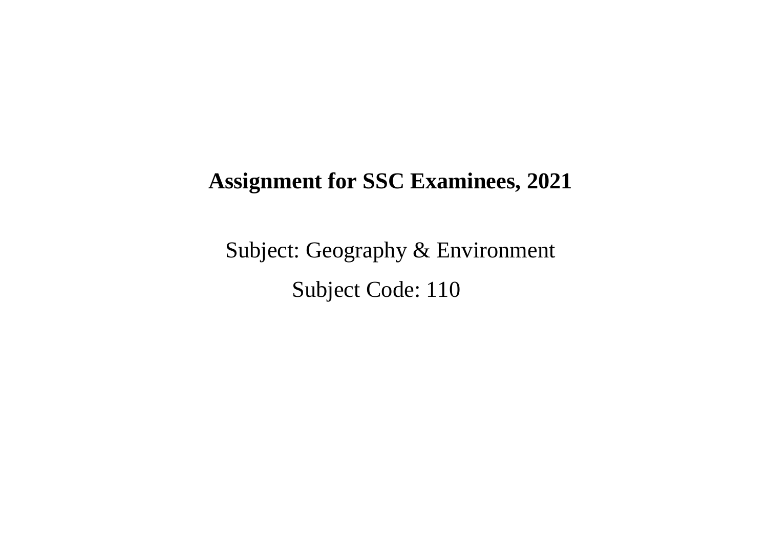**Assignment for SSC Examinees, 2021**

Subject: Geography & Environment

Subject Code: 110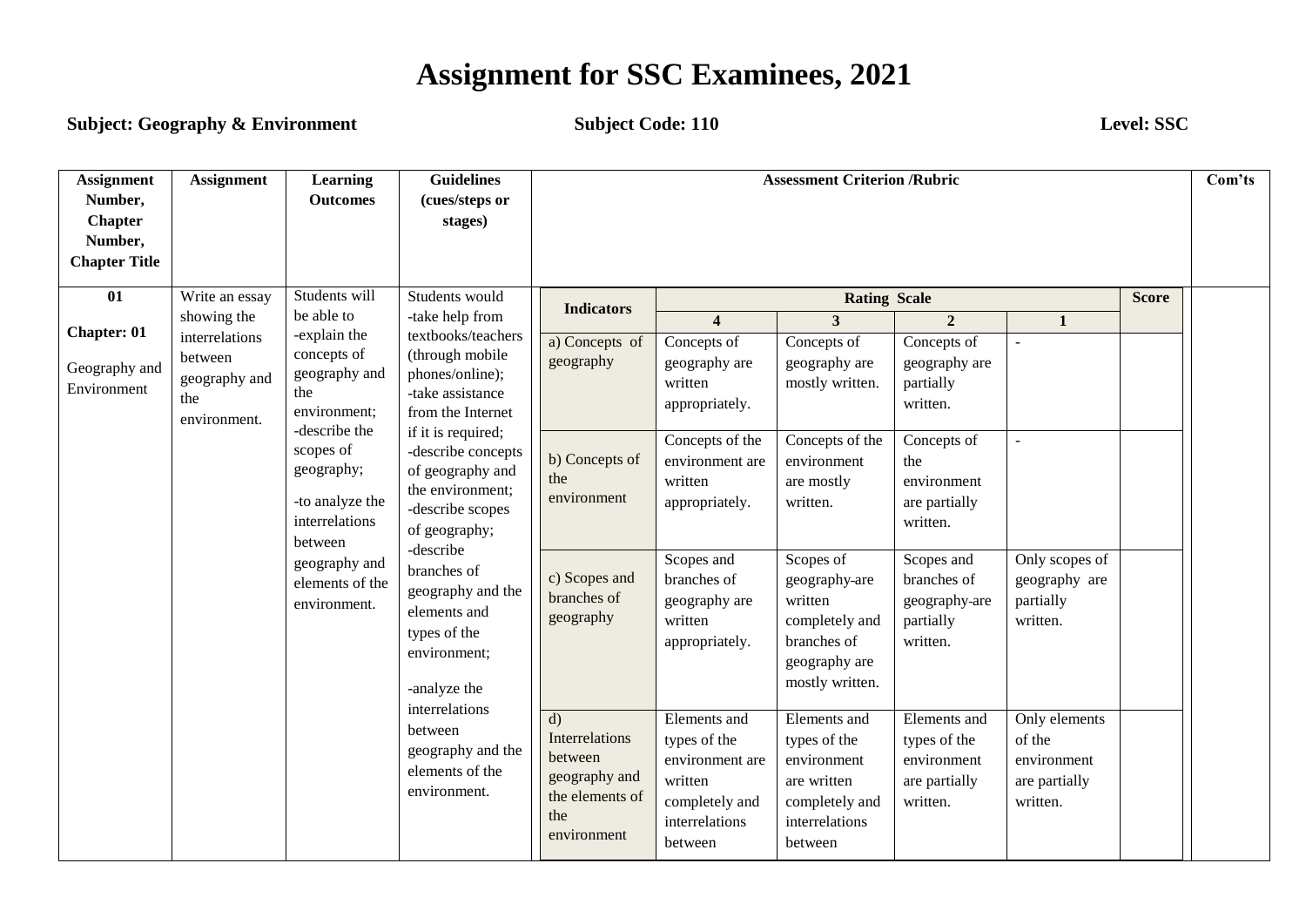# Assignment for SSC Examinees, 2021

**Subject: Geography & Environment** **Subject Code: 110** **Level: SSC**

| Assignment Number, Chapter Number, Chapter Title | Assignment | Learning Outcomes | Guidelines (cues/steps or stages) | Assessment Criterion /Rubric | | | | | | Com'ts |
|---|---|---|---|---|---|---|---|---|---|---|
| | | | | Indicators | Rating Scale | | | | Score | |
| | | | | | 4 | 3 | 2 | 1 | | |
| 01<br><br>Chapter: 01<br><br>Geography and Environment | Write an essay showing the interrelations between geography and the environment. | Students will be able to<br>-explain the concepts of geography and the environment;<br>-describe the scopes of geography;<br>-to analyze the interrelations between geography and elements of the environment. | Students would<br>-take help from textbooks/teachers (through mobile phones/online);<br>-take assistance from the Internet if it is required;<br>-describe concepts of geography and the environment;<br>-describe scopes of geography;<br>-describe branches of geography and the elements and types of the environment;<br>-analyze the interrelations between geography and the elements of the environment. | a) Concepts of geography | Concepts of geography are written appropriately. | Concepts of geography are mostly written. | Concepts of geography are partially written. | - | | |
| | | | | b) Concepts of the environment | Concepts of the environment are written appropriately. | Concepts of the environment are mostly written. | Concepts of the environment are partially written. | - | | |
| | | | | c) Scopes and branches of geography | Scopes and branches of geography are written appropriately. | Scopes of geography are written completely and branches of geography are mostly written. | Scopes and branches of geography are partially written. | Only scopes of geography are partially written. | | |
| | | | | d) Interrelations between geography and the elements of the environment | Elements and types of the environment are written completely and interrelations between | Elements and types of the environment are written completely and interrelations between | Elements and types of the environment are partially written. | Only elements of the environment are partially written. | | |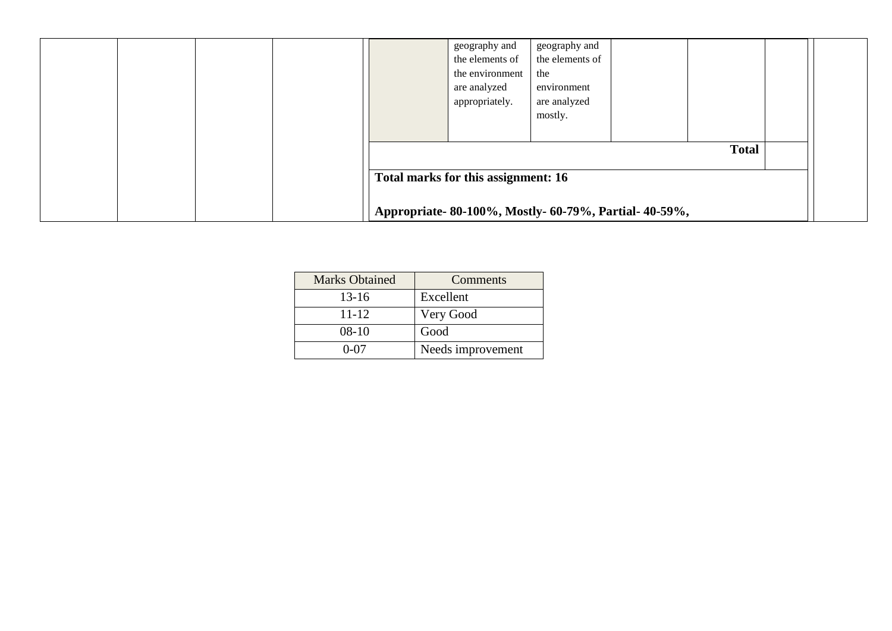| | | | | | geography and the elements of the environment are analyzed appropriately. | geography and the elements of the environment are analyzed mostly. | | | | |
|---|---|---|---|---|---|---|---|---|---|---|
| | | | | | | | | **Total** | | |
| | | | | **Total marks for this assignment: 16** | | | | | | |
| | | | | **Appropriate- 80-100%, Mostly- 60-79%, Partial- 40-59%,** | | | | | | |

| Marks Obtained | Comments |
|---|---|
| 13-16 | Excellent |
| 11-12 | Very Good |
| 08-10 | Good |
| 0-07 | Needs improvement |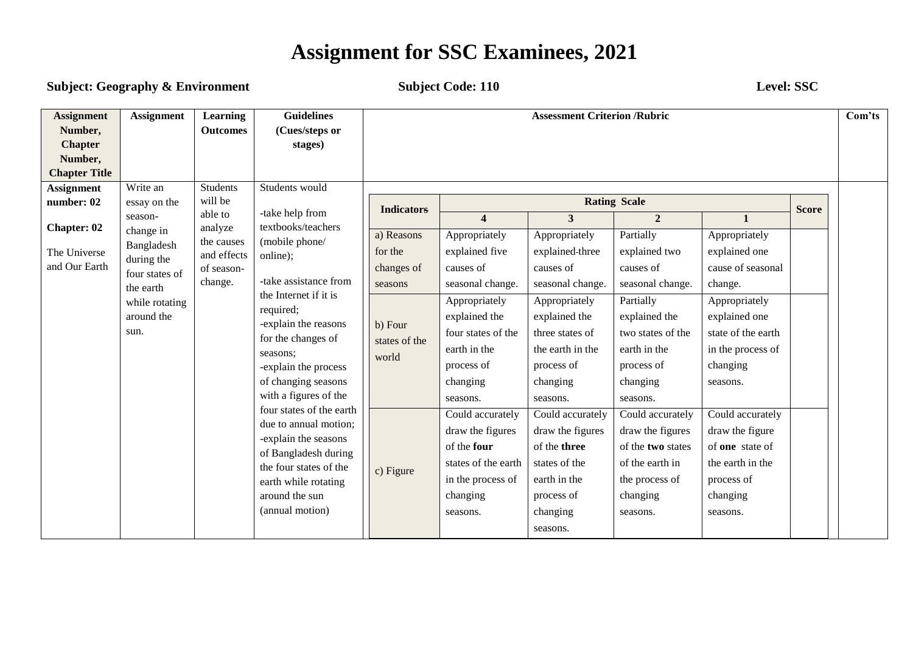# Assignment for SSC Examinees, 2021

**Subject: Geography & Environment** **Subject Code: 110** **Level: SSC**

| Assignment Number, Chapter Number, Chapter Title | Assignment | Learning Outcomes | Guidelines (Cues/steps or stages) | Assessment Criterion /Rubric | | | | | | Com'ts |
|---|---|---|---|---|---|---|---|---|---|---|
| | | | | **Indicators** | **Rating Scale** | | | | **Score** | |
| | | | | | **4** | **3** | **2** | **1** | | |
| **Assignment number: 02**<br><br>**Chapter: 02**<br><br>The Universe and Our Earth | Write an essay on the season-change in Bangladesh during the four states of the earth while rotating around the sun. | Students will be able to analyze the causes and effects of season-change. | Students would<br><br>-take help from textbooks/teachers (mobile phone/ online);<br><br>-take assistance from the Internet if it is required;<br>-explain the reasons for the changes of seasons;<br>-explain the process of changing seasons with a figures of the four states of the earth due to annual motion;<br>-explain the seasons of Bangladesh during the four states of the earth while rotating around the sun (annual motion) | a) Reasons for the changes of seasons | Appropriately explained five causes of seasonal change. | Appropriately explained-three causes of seasonal change. | Partially explained two causes of seasonal change. | Appropriately explained one cause of seasonal change. | | |
| | | | | b) Four states of the world | Appropriately explained the four states of the earth in the process of changing seasons. | Appropriately explained the three states of the earth in the process of changing seasons. | Partially explained the two states of the earth in the process of changing seasons. | Appropriately explained one state of the earth in the process of changing seasons. | | |
| | | | | c) Figure | Could accurately draw the figures of the **four** states of the earth in the process of changing seasons. | Could accurately draw the figures of the **three** states of the earth in the process of changing seasons. | Could accurately draw the figures of the **two** states of the earth in the process of changing seasons. | Could accurately draw the figure of **one** state of the earth in the process of changing seasons. | | |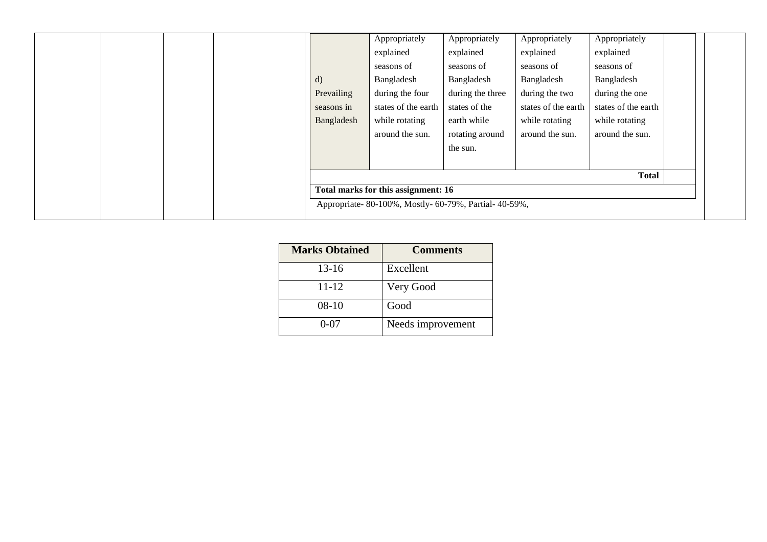| | | | | | | | | | |
|---|---|---|---|---|---|---|---|---|---|
| | | | | d) Prevailing seasons in Bangladesh | Appropriately explained seasons of Bangladesh during the four states of the earth while rotating around the sun. | Appropriately explained seasons of Bangladesh during the three states of the earth while rotating around the sun. | Appropriately explained seasons of Bangladesh during the two states of the earth while rotating around the sun. | Appropriately explained seasons of Bangladesh during the one states of the earth while rotating around the sun. | |
| | | | | | | | | **Total** | |
| | | | | **Total marks for this assignment: 16** | | | | | |
| | | | | Appropriate- 80-100%, Mostly- 60-79%, Partial- 40-59%, | | | | | |

| Marks Obtained | Comments |
|---|---|
| 13-16 | Excellent |
| 11-12 | Very Good |
| 08-10 | Good |
| 0-07 | Needs improvement |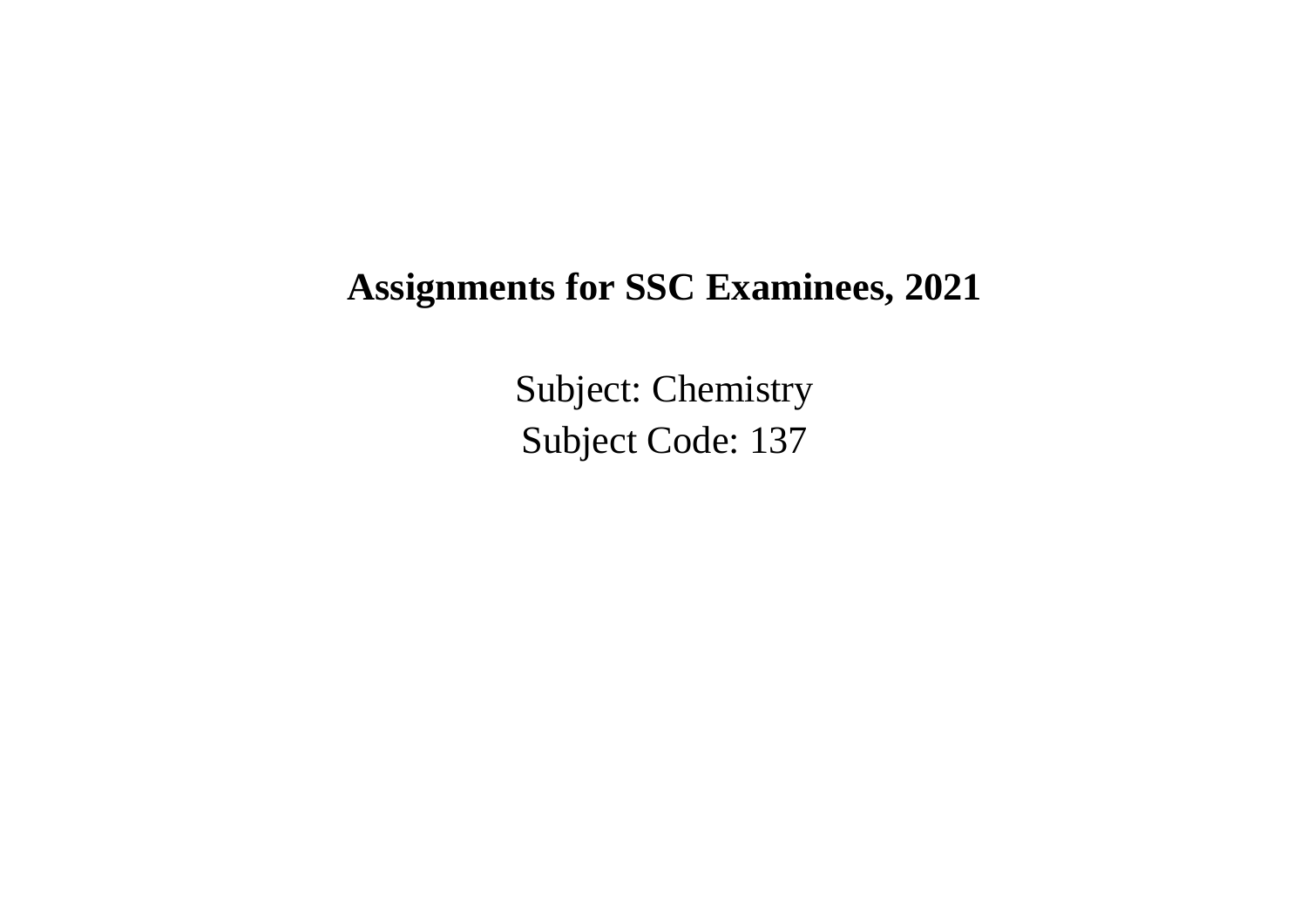# Assignments for SSC Examinees, 2021

Subject: Chemistry
Subject Code: 137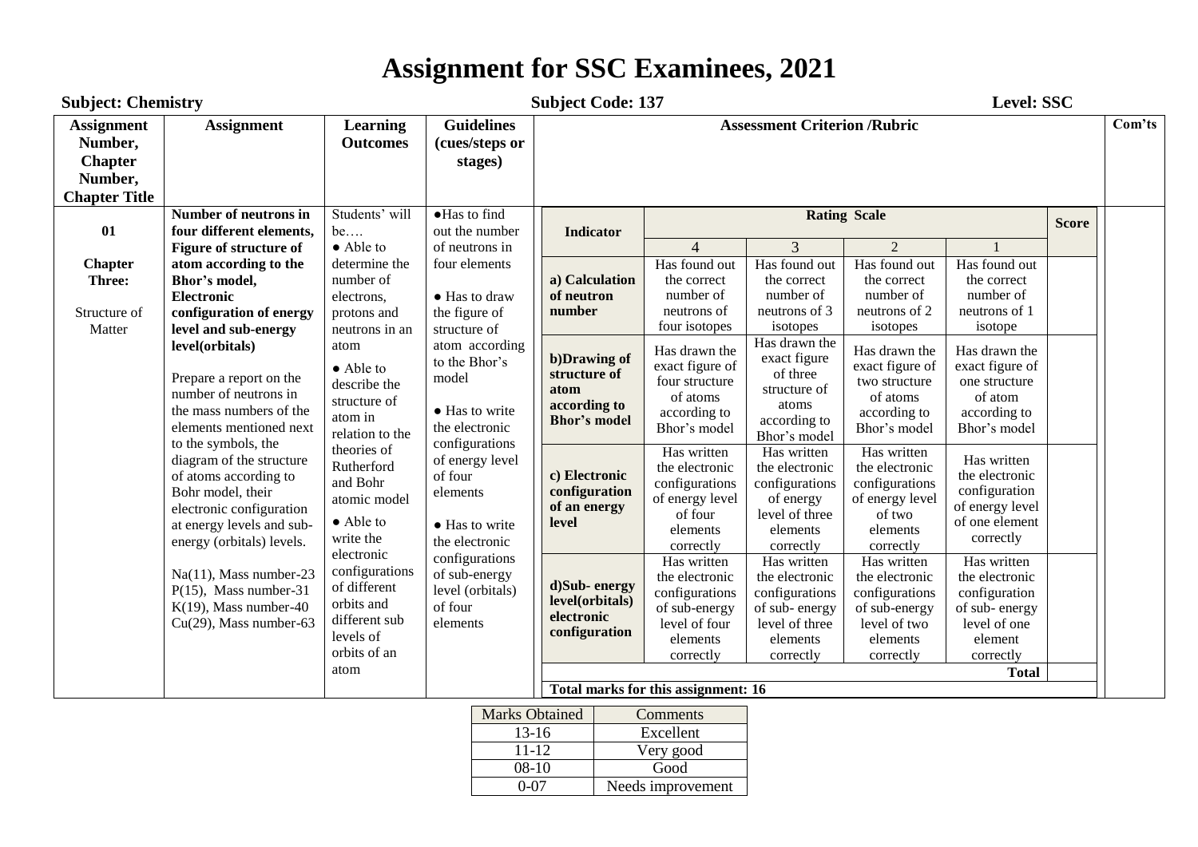# Assignment for SSC Examinees, 2021

**Subject: Chemistry** **Subject Code: 137** **Level: SSC**

| Assignment Number, Chapter Number, Chapter Title | Assignment | Learning Outcomes | Guidelines (cues/steps or stages) | Assessment Criterion /Rubric | | | | | | Com'ts |
|---|---|---|---|---|---|---|---|---|---|---|
| | | | | **Indicator** | **Rating Scale** | | | | **Score** | |
| | | | | | 4 | 3 | 2 | 1 | | |
| **01**<br><br>**Chapter Three:**<br><br>Structure of Matter | **Number of neutrons in four different elements, Figure of structure of atom according to the Bhor's model, Electronic configuration of energy level and sub-energy level(orbitals)**<br><br>Prepare a report on the number of neutrons in the mass numbers of the elements mentioned next to the symbols, the diagram of the structure of atoms according to Bohr model, their electronic configuration at energy levels and sub-energy (orbitals) levels.<br><br>Na(11), Mass number-23<br>P(15), Mass number-31<br>K(19), Mass number-40<br>Cu(29), Mass number-63 | Students' will be….<br>● Able to determine the number of electrons, protons and neutrons in an atom<br>● Able to describe the structure of atom in relation to the theories of Rutherford and Bohr atomic model<br>● Able to write the electronic configurations of different orbits and different sub levels of orbits of an atom | ●Has to find out the number of neutrons in four elements<br>● Has to draw the figure of structure of atom according to the Bhor's model<br>● Has to write the electronic configurations of energy level of four elements<br>● Has to write the electronic configurations of sub-energy level (orbitals) of four elements | **a) Calculation of neutron number** | Has found out the correct number of neutrons of four isotopes | Has found out the correct number of neutrons of 3 isotopes | Has found out the correct number of neutrons of 2 isotopes | Has found out the correct number of neutrons of 1 isotope | | |
| | | | | **b)Drawing of structure of atom according to Bhor's model** | Has drawn the exact figure of four structure of atoms according to Bhor's model | Has drawn the exact figure of three structure of atoms according to Bhor's model | Has drawn the exact figure of two structure of atoms according to Bhor's model | Has drawn the exact figure of one structure of atom according to Bhor's model | | |
| | | | | **c) Electronic configuration of an energy level** | Has written the electronic configurations of energy level of four elements correctly | Has written the electronic configurations of energy level of three elements correctly | Has written the electronic configurations of energy level of two elements correctly | Has written the electronic configuration of energy level of one element correctly | | |
| | | | | **d)Sub- energy level(orbitals) electronic configuration** | Has written the electronic configurations of sub-energy level of four elements correctly | Has written the electronic configurations of sub- energy level of three elements correctly | Has written the electronic configurations of sub-energy level of two elements correctly | Has written the electronic configuration of sub- energy level of one element correctly | | |
| | | | | | | | | **Total** | | |
| | | | | **Total marks for this assignment: 16** | | | | | | |

| Marks Obtained | Comments |
|---|---|
| 13-16 | Excellent |
| 11-12 | Very good |
| 08-10 | Good |
| 0-07 | Needs improvement |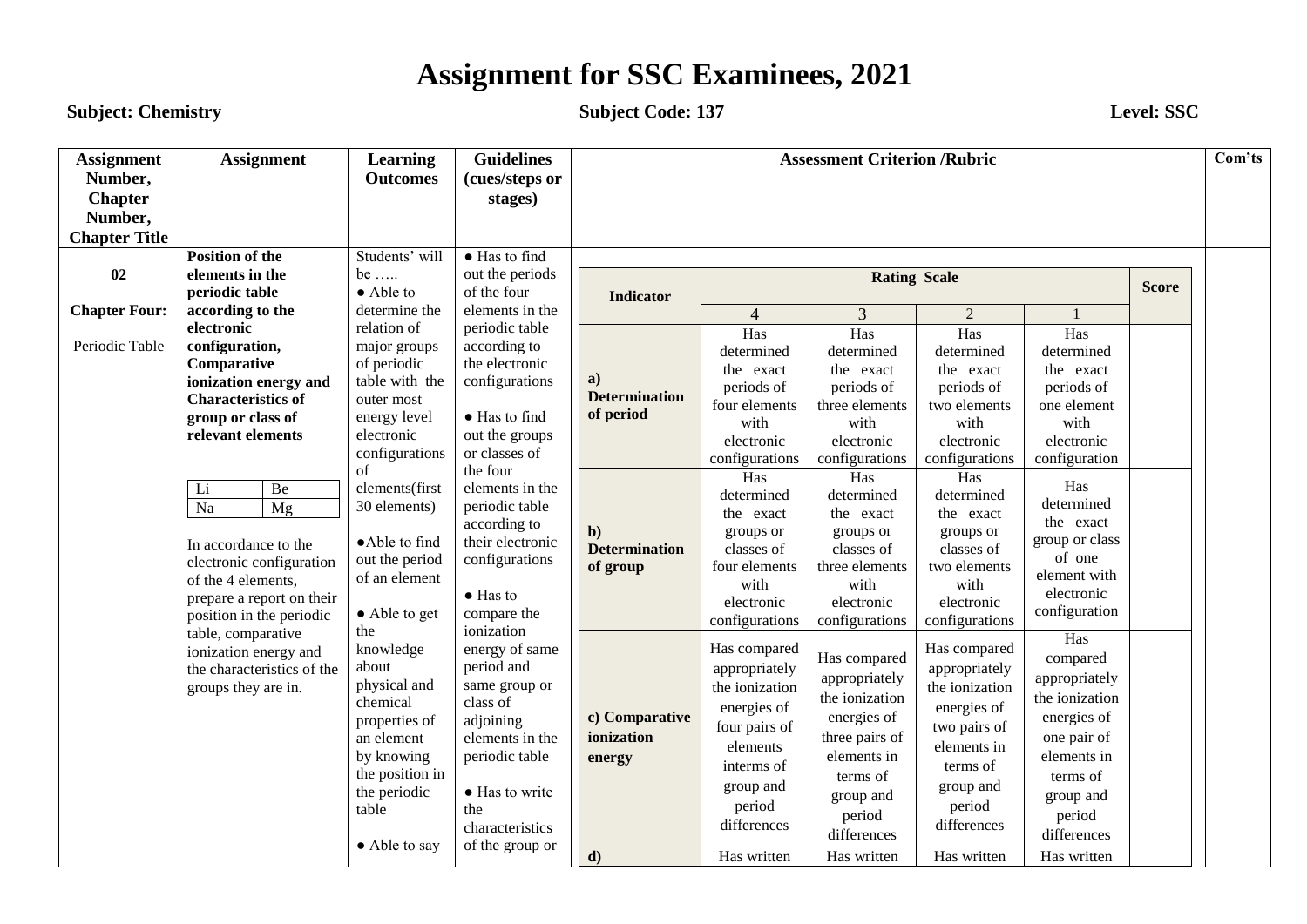# Assignment for SSC Examinees, 2021

**Subject: Chemistry** **Subject Code: 137** **Level: SSC**

| Assignment Number, Chapter Number, Chapter Title | Assignment | Learning Outcomes | Guidelines (cues/steps or stages) | Assessment Criterion /Rubric | Com'ts |
|---|---|---|---|---|---|
| **02**<br><br>**Chapter Four:**<br><br>Periodic Table | **Position of the elements in the periodic table according to the electronic configuration, Comparative ionization energy and Characteristics of group or class of relevant elements**<br><br>Li, Be<br>Na, Mg<br><br>In accordance to the electronic configuration of the 4 elements, prepare a report on their position in the periodic table, comparative ionization energy and the characteristics of the groups they are in. | Students' will be …..<br>● Able to determine the relation of major groups of periodic table with the outer most energy level electronic configurations of elements(first 30 elements)<br><br>●Able to find out the period of an element<br><br>● Able to get the knowledge about physical and chemical properties of an element by knowing the position in the periodic table<br><br>● Able to say | ● Has to find out the periods of the four elements in the periodic table according to the electronic configurations<br><br>● Has to find out the groups or classes of the four elements in the periodic table according to their electronic configurations<br><br>● Has to compare the ionization energy of same period and same group or class of adjoining elements in the periodic table<br><br>● Has to write the characteristics of the group or | (see rubric below) | |

| Indicator | Rating Scale | | | | Score |
|---|---|---|---|---|---|
| | 4 | 3 | 2 | 1 | |
| **a) Determination of period** | Has determined the exact periods of four elements with electronic configurations | Has determined the exact periods of three elements with electronic configurations | Has determined the exact periods of two elements with electronic configurations | Has determined the exact periods of one element with electronic configuration | |
| **b) Determination of group** | Has determined the exact groups or classes of four elements with electronic configurations | Has determined the exact groups or classes of three elements with electronic configurations | Has determined the exact groups or classes of two elements with electronic configurations | Has determined the exact group or class of one element with electronic configuration | |
| **c) Comparative ionization energy** | Has compared appropriately the ionization energies of four pairs of elements interms of group and period differences | Has compared appropriately the ionization energies of three pairs of elements in terms of group and period differences | Has compared appropriately the ionization energies of two pairs of elements in terms of group and period differences | Has compared appropriately the ionization energies of one pair of elements in terms of group and period differences | |
| **d)** | Has written | Has written | Has written | Has written | |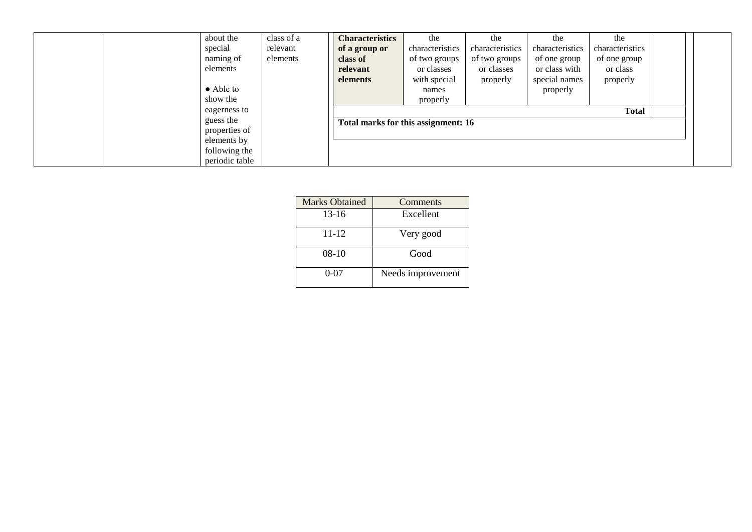| | | about the special naming of elements<br><br>● Able to show the eagerness to guess the properties of elements by following the periodic table | class of a relevant elements | | | | | | | |
|---|---|---|---|---|---|---|---|---|---|---|
| | | | | **Characteristics of a group or class of relevant elements** | the characteristics of two groups or classes with special names properly | the characteristics of two groups or classes properly | the characteristics of one group or class with special names properly | the characteristics of one group or class properly | | |
| | | | | | | | | **Total** | | |
| | | | | **Total marks for this assignment: 16** | | | | | | |

| Marks Obtained | Comments |
|---|---|
| 13-16 | Excellent |
| 11-12 | Very good |
| 08-10 | Good |
| 0-07 | Needs improvement |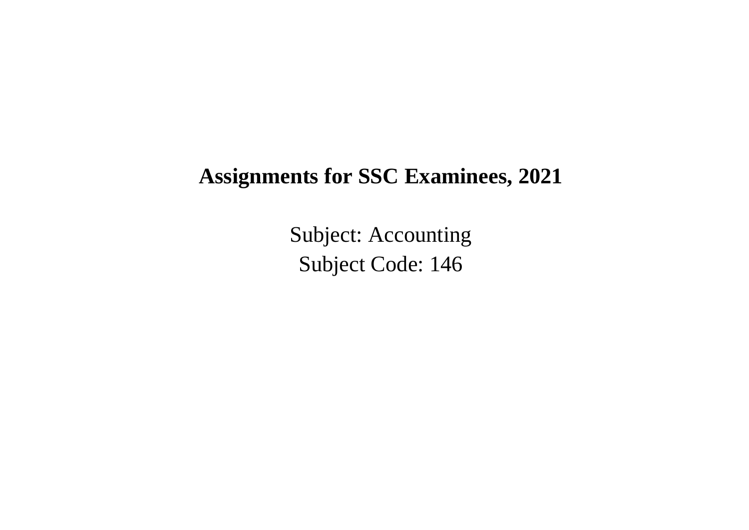# Assignments for SSC Examinees, 2021

Subject: Accounting

Subject Code: 146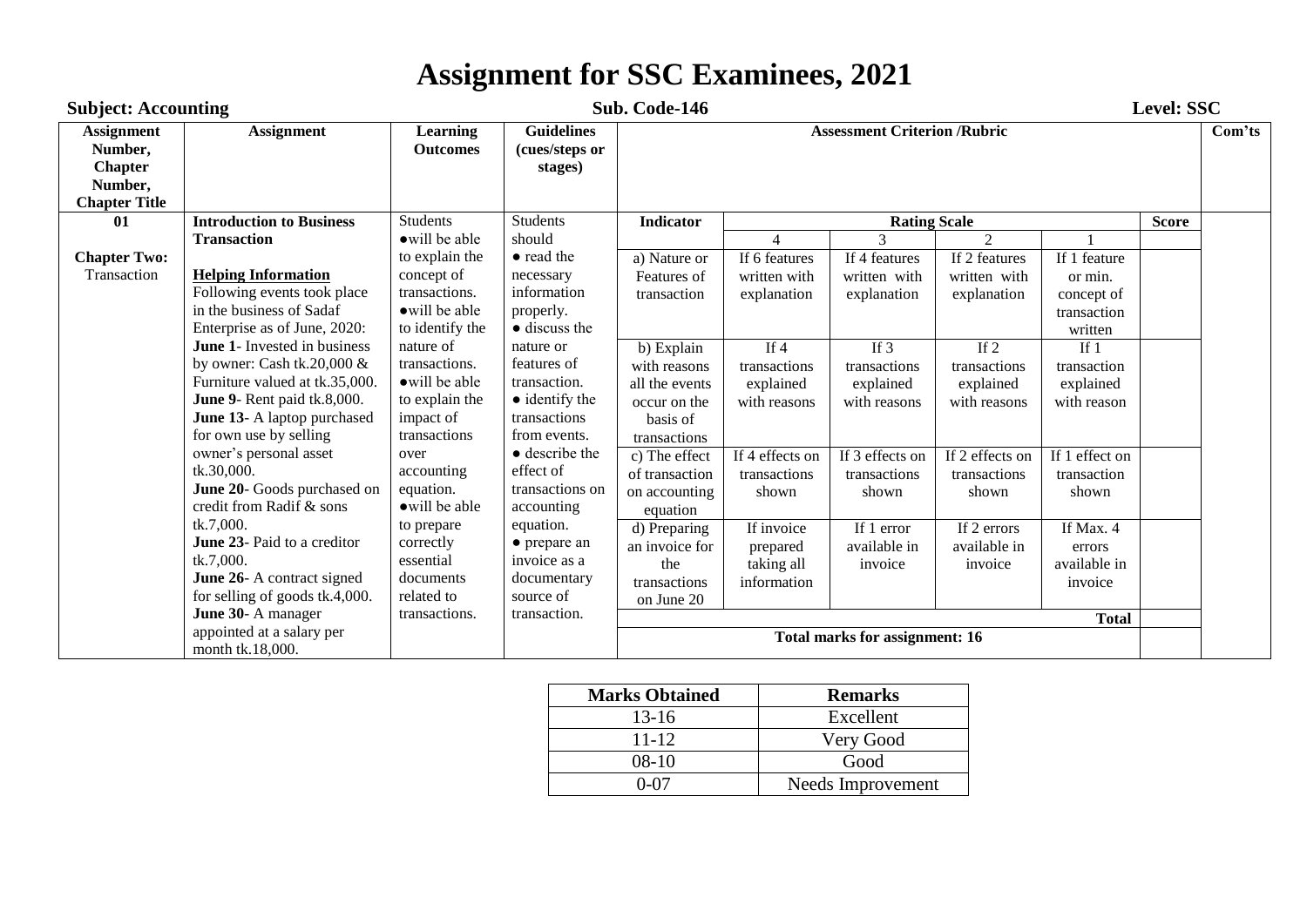# Assignment for SSC Examinees, 2021

**Subject: Accounting** **Sub. Code-146** **Level: SSC**

| Assignment Number, Chapter Number, Chapter Title | Assignment | Learning Outcomes | Guidelines (cues/steps or stages) | Assessment Criterion /Rubric | | | | | | Com'ts |
|---|---|---|---|---|---|---|---|---|---|---|
| **01** **Chapter Two:** Transaction | **Introduction to Business Transaction** **Helping Information** Following events took place in the business of Sadaf Enterprise as of June, 2020: **June 1**- Invested in business by owner: Cash tk.20,000 & Furniture valued at tk.35,000. **June 9**- Rent paid tk.8,000. **June 13**- A laptop purchased for own use by selling owner's personal asset tk.30,000. **June 20**- Goods purchased on credit from Radif & sons tk.7,000. **June 23**- Paid to a creditor tk.7,000. **June 26**- A contract signed for selling of goods tk.4,000. **June 30**- A manager appointed at a salary per month tk.18,000. | Students ●will be able to explain the concept of transactions. ●will be able to identify the nature of transactions. ●will be able to explain the impact of transactions over accounting equation. ●will be able to prepare correctly essential documents related to transactions. | Students should ● read the necessary information properly. ● discuss the nature or features of transaction. ● identify the transactions from events. ● describe the effect of transactions on accounting equation. ● prepare an invoice as a documentary source of transaction. | **Indicator** | **Rating Scale** | | | | **Score** | |
| | | | | | 4 | 3 | 2 | 1 | | |
| | | | | a) Nature or Features of transaction | If 6 features written with explanation | If 4 features written with explanation | If 2 features written with explanation | If 1 feature or min. concept of transaction written | | |
| | | | | b) Explain with reasons all the events occur on the basis of transactions | If 4 transactions explained with reasons | If 3 transactions explained with reasons | If 2 transactions explained with reasons | If 1 transaction explained with reason | | |
| | | | | c) The effect of transaction on accounting equation | If 4 effects on transactions shown | If 3 effects on transactions shown | If 2 effects on transactions shown | If 1 effect on transaction shown | | |
| | | | | d) Preparing an invoice for the transactions on June 20 | If invoice prepared taking all information | If 1 error available in invoice | If 2 errors available in invoice | If Max. 4 errors available in invoice | | |
| | | | | | | | | **Total** | | |
| | | | | **Total marks for assignment: 16** | | | | | | |

| Marks Obtained | Remarks |
|---|---|
| 13-16 | Excellent |
| 11-12 | Very Good |
| 08-10 | Good |
| 0-07 | Needs Improvement |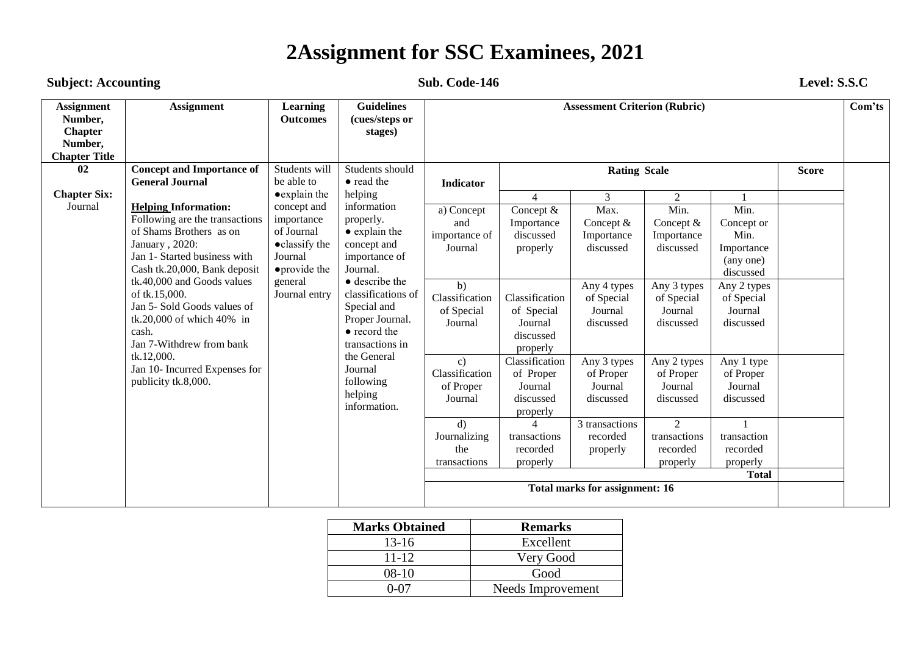# 2Assignment for SSC Examinees, 2021

**Subject: Accounting** **Sub. Code-146** **Level: S.S.C**

| Assignment Number, Chapter Number, Chapter Title | Assignment | Learning Outcomes | Guidelines (cues/steps or stages) | Assessment Criterion (Rubric) | | | | | | Com'ts |
|---|---|---|---|---|---|---|---|---|---|---|
| **02**<br><br>**Chapter Six:** Journal | **Concept and Importance of General Journal**<br><br>**Helping Information:**<br>Following are the transactions of Shams Brothers as on January , 2020:<br>Jan 1- Started business with Cash tk.20,000, Bank deposit tk.40,000 and Goods values of tk.15,000.<br>Jan 5- Sold Goods values of tk.20,000 of which 40% in cash.<br>Jan 7-Withdrew from bank tk.12,000.<br>Jan 10- Incurred Expenses for publicity tk.8,000. | Students will be able to<br>●explain the concept and importance of Journal<br>●classify the Journal<br>●provide the general Journal entry | Students should<br>● read the helping information properly.<br>● explain the concept and importance of Journal.<br>● describe the classifications of Special and Proper Journal.<br>● record the transactions in the General Journal following helping information. | **Indicator** | **Rating Scale** | | | | **Score** | |
| | | | | | 4 | 3 | 2 | 1 | | |
| | | | | a) Concept and importance of Journal | Concept & Importance discussed properly | Max. Concept & Importance discussed | Min. Concept & Importance discussed | Min. Concept or Min. Importance (any one) discussed | | |
| | | | | b) Classification of Special Journal | Classification of Special Journal discussed properly | Any 4 types of Special Journal discussed | Any 3 types of Special Journal discussed | Any 2 types of Special Journal discussed | | |
| | | | | c) Classification of Proper Journal | Classification of Proper Journal discussed properly | Any 3 types of Proper Journal discussed | Any 2 types of Proper Journal discussed | Any 1 type of Proper Journal discussed | | |
| | | | | d) Journalizing the transactions | 4 transactions recorded properly | 3 transactions recorded properly | 2 transactions recorded properly | 1 transaction recorded properly | | |
| | | | | | | | | **Total** | | |
| | | | | **Total marks for assignment: 16** | | | | | | |

| Marks Obtained | Remarks |
|---|---|
| 13-16 | Excellent |
| 11-12 | Very Good |
| 08-10 | Good |
| 0-07 | Needs Improvement |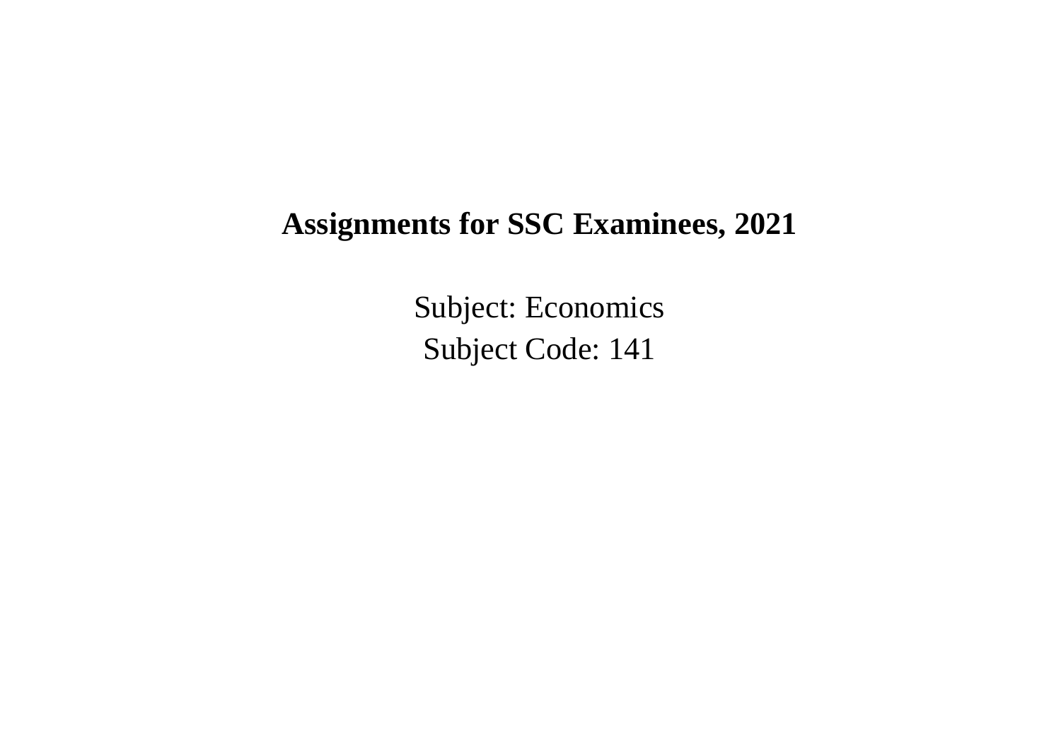**Assignments for SSC Examinees, 2021**

Subject: Economics

Subject Code: 141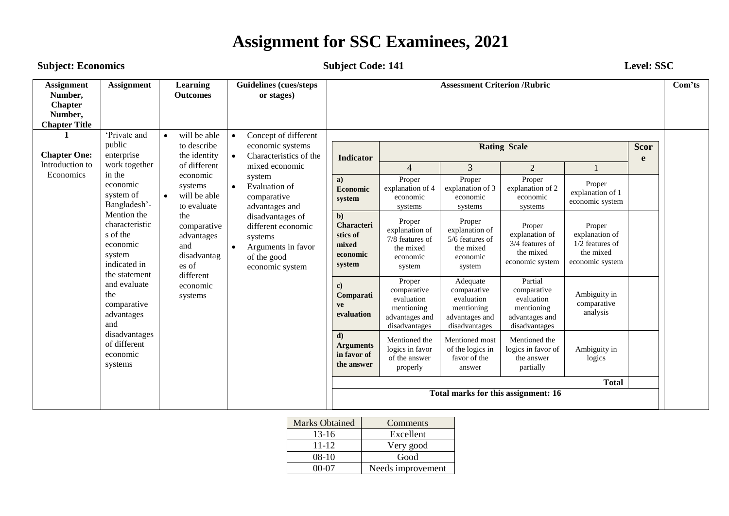# Assignment for SSC Examinees, 2021

**Subject: Economics** **Subject Code: 141** **Level: SSC**

| Assignment Number, Chapter Number, Chapter Title | Assignment | Learning Outcomes | Guidelines (cues/steps or stages) | Assessment Criterion /Rubric | Com'ts |
|---|---|---|---|---|---|
| **1** **Chapter One:** Introduction to Economics | 'Private and public enterprise work together in the economic system of Bangladesh'- Mention the characteristics of the economic system indicated in the statement and evaluate the comparative advantages and disadvantages of different economic systems | • will be able to describe the identity of different economic systems<br>• will be able to evaluate the comparative advantages and disadvantages of different economic systems | • Concept of different economic systems<br>• Characteristics of the mixed economic system<br>• Evaluation of comparative advantages and disadvantages of different economic systems<br>• Arguments in favor of the good economic system | See rubric below | |

**Assessment Criterion /Rubric**

| Indicator | Rating Scale | | | | Score |
|---|---|---|---|---|---|
| | 4 | 3 | 2 | 1 | |
| **a) Economic system** | Proper explanation of 4 economic systems | Proper explanation of 3 economic systems | Proper explanation of 2 economic systems | Proper explanation of 1 economic system | |
| **b) Characteristics of mixed economic system** | Proper explanation of 7/8 features of the mixed economic system | Proper explanation of 5/6 features of the mixed economic system | Proper explanation of 3/4 features of the mixed economic system | Proper explanation of 1/2 features of the mixed economic system | |
| **c) Comparative evaluation** | Proper comparative evaluation mentioning advantages and disadvantages | Adequate comparative evaluation mentioning advantages and disadvantages | Partial comparative evaluation mentioning advantages and disadvantages | Ambiguity in comparative analysis | |
| **d) Arguments in favor of the answer** | Mentioned the logics in favor of the answer properly | Mentioned most of the logics in favor of the answer | Mentioned the logics in favor of the answer partially | Ambiguity in logics | |
| | | | | **Total** | |

**Total marks for this assignment: 16**

| Marks Obtained | Comments |
|---|---|
| 13-16 | Excellent |
| 11-12 | Very good |
| 08-10 | Good |
| 00-07 | Needs improvement |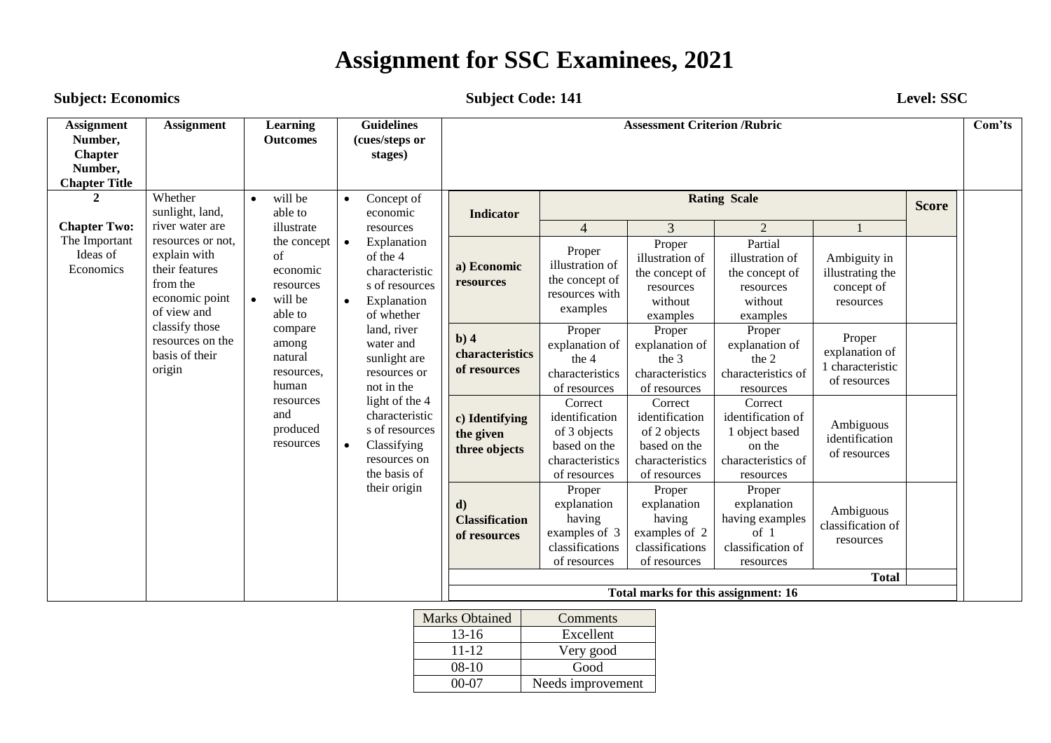# Assignment for SSC Examinees, 2021

**Subject: Economics** **Subject Code: 141** **Level: SSC**

| Assignment Number, Chapter Number, Chapter Title | Assignment | Learning Outcomes | Guidelines (cues/steps or stages) | Indicator | Rating Scale 4 | 3 | 2 | 1 | Score | Com'ts |
|---|---|---|---|---|---|---|---|---|---|---|
| **2** **Chapter Two:** The Important Ideas of Economics | Whether sunlight, land, river water are resources or not, explain with their features from the economic point of view and classify those resources on the basis of their origin | • will be able to illustrate the concept of economic resources • will be able to compare among natural resources, human resources and produced resources | • Concept of economic resources • Explanation of the 4 characteristics of resources • Explanation of whether land, river water and sunlight are resources or not in the light of the 4 characteristics of resources • Classifying resources on the basis of their origin | **a) Economic resources** | Proper illustration of the concept of resources with examples | Proper illustration of the concept of resources without examples | Partial illustration of the concept of resources without examples | Ambiguity in illustrating the concept of resources | | |
| | | | | **b) 4 characteristics of resources** | Proper explanation of the 4 characteristics of resources | Proper explanation of the 3 characteristics of resources | Proper explanation of the 2 characteristics of resources | Proper explanation of 1 characteristic of resources | | |
| | | | | **c) Identifying the given three objects** | Correct identification of 3 objects based on the characteristics of resources | Correct identification of 2 objects based on the characteristics of resources | Correct identification of 1 object based on the characteristics of resources | Ambiguous identification of resources | | |
| | | | | **d) Classification of resources** | Proper explanation having examples of 3 classifications of resources | Proper explanation having examples of 2 classifications of resources | Proper explanation having examples of 1 classification of resources | Ambiguous classification of resources | | |
| | | | | | | | | **Total** | | |
| | | | | **Total marks for this assignment: 16** | | | | | | |

| Marks Obtained | Comments |
|---|---|
| 13-16 | Excellent |
| 11-12 | Very good |
| 08-10 | Good |
| 00-07 | Needs improvement |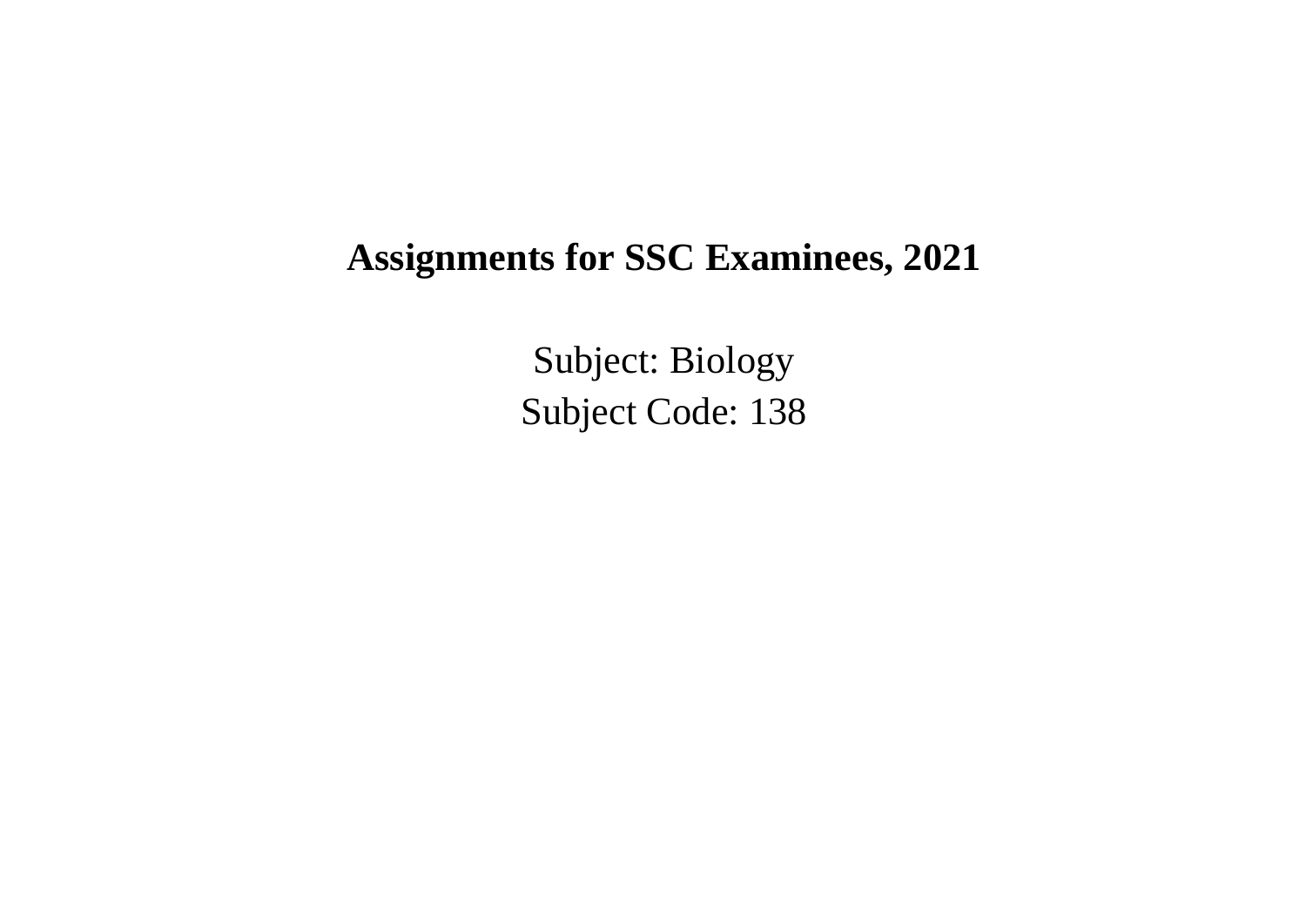# Assignments for SSC Examinees, 2021

Subject: Biology

Subject Code: 138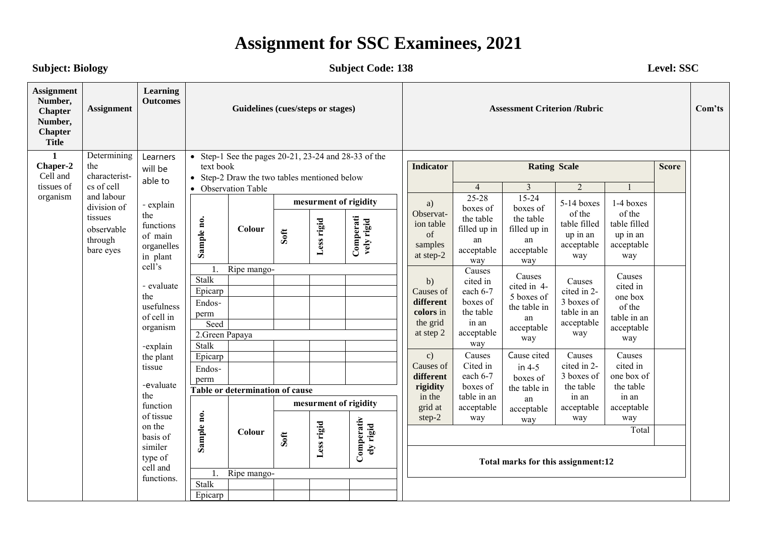# Assignment for SSC Examinees, 2021

**Subject: Biology** **Subject Code: 138** **Level: SSC**

| Assignment Number, Chapter Number, Chapter Title | Assignment | Learning Outcomes | Guidelines (cues/steps or stages) | Assessment Criterion /Rubric | Com'ts |
|---|---|---|---|---|---|
| **1** **Chaper-2** Cell and tissues of organism | Determining the characterist-cs of cell and labour division of tissues observable through bare eyes | Learners will be able to<br><br>- explain the functions of main organelles in plant cell's<br><br>- evaluate the usefulness of cell in organism<br><br>-explain the plant tissue<br><br>-evaluate the function of tissue on the basis of similer type of cell and functions. | • Step-1 See the pages 20-21, 23-24 and 28-33 of the text book<br>• Step-2 Draw the two tables mentioned below<br>• Observation Table | (see rubric below) | |

**Observation Table**

| Sample no. | Colour | mesurment of rigidity | | |
|---|---|---|---|---|
| | | Soft | Less rigid | Comperatively rigid |
| 1. Ripe mango- | | | | |
| Stalk | | | | |
| Epicarp | | | | |
| Endos-perm | | | | |
| Seed | | | | |
| 2.Green Papaya | | | | |
| Stalk | | | | |
| Epicarp | | | | |
| Endos-perm | | | | |

**Table or determination of cause**

| Sample no. | Colour | mesurment of rigidity | | |
|---|---|---|---|---|
| | | Soft | Less rigid | Comperatively rigid |
| 1. Ripe mango- | | | | |
| Stalk | | | | |
| Epicarp | | | | |

**Assessment Criterion /Rubric**

| Indicator | Rating Scale | | | | Score |
|---|---|---|---|---|---|
| | 4 | 3 | 2 | 1 | |
| a) Observat-ion table of samples at step-2 | 25-28 boxes of the table filled up in an acceptable way | 15-24 boxes of the table filled up in an acceptable way | 5-14 boxes of the table filled up in an acceptable way | 1-4 boxes of the table filled up in an acceptable way | |
| b) Causes of **different colors** in the grid at step 2 | Causes cited in each 6-7 boxes of the table in an acceptable way | Causes cited in 4-5 boxes of the table in an acceptable way | Causes cited in 2-3 boxes of table in an acceptable way | Causes cited in one box of the table in an acceptable way | |
| c) Causes of **different rigidity** in the grid at step-2 | Causes Cited in each 6-7 boxes of table in an acceptable way | Cause cited in 4-5 boxes of the table in an acceptable way | Causes cited in 2-3 boxes of the table in an acceptable way | Causes cited in one box of the table in an acceptable way | |
| | | | | Total | |

**Total marks for this assignment:12**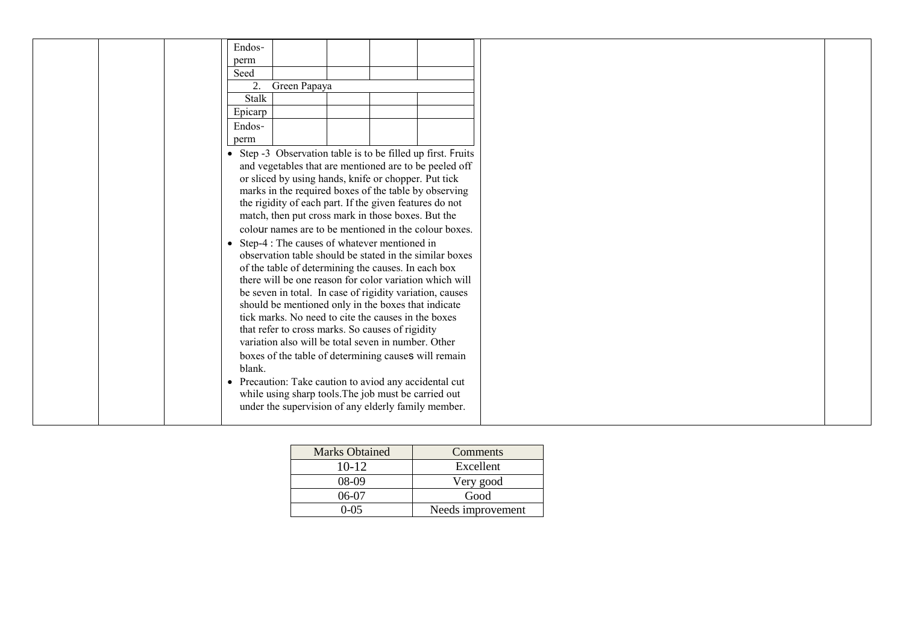| | | | | |
|---|---|---|---|---|
| Endos-perm | | | | |
| Seed | | | | |
| 2. Green Papaya | | | | |
| Stalk | | | | |
| Epicarp | | | | |
| Endos-perm | | | | |

- Step -3 Observation table is to be filled up first. Fruits and vegetables that are mentioned are to be peeled off or sliced by using hands, knife or chopper. Put tick marks in the required boxes of the table by observing the rigidity of each part. If the given features do not match, then put cross mark in those boxes. But the colour names are to be mentioned in the colour boxes.
- Step-4 : The causes of whatever mentioned in observation table should be stated in the similar boxes of the table of determining the causes. In each box there will be one reason for color variation which will be seven in total. In case of rigidity variation, causes should be mentioned only in the boxes that indicate tick marks. No need to cite the causes in the boxes that refer to cross marks. So causes of rigidity variation also will be total seven in number. Other boxes of the table of determining causes will remain blank.
- Precaution: Take caution to aviod any accidental cut while using sharp tools.The job must be carried out under the supervision of any elderly family member.

| Marks Obtained | Comments |
|---|---|
| 10-12 | Excellent |
| 08-09 | Very good |
| 06-07 | Good |
| 0-05 | Needs improvement |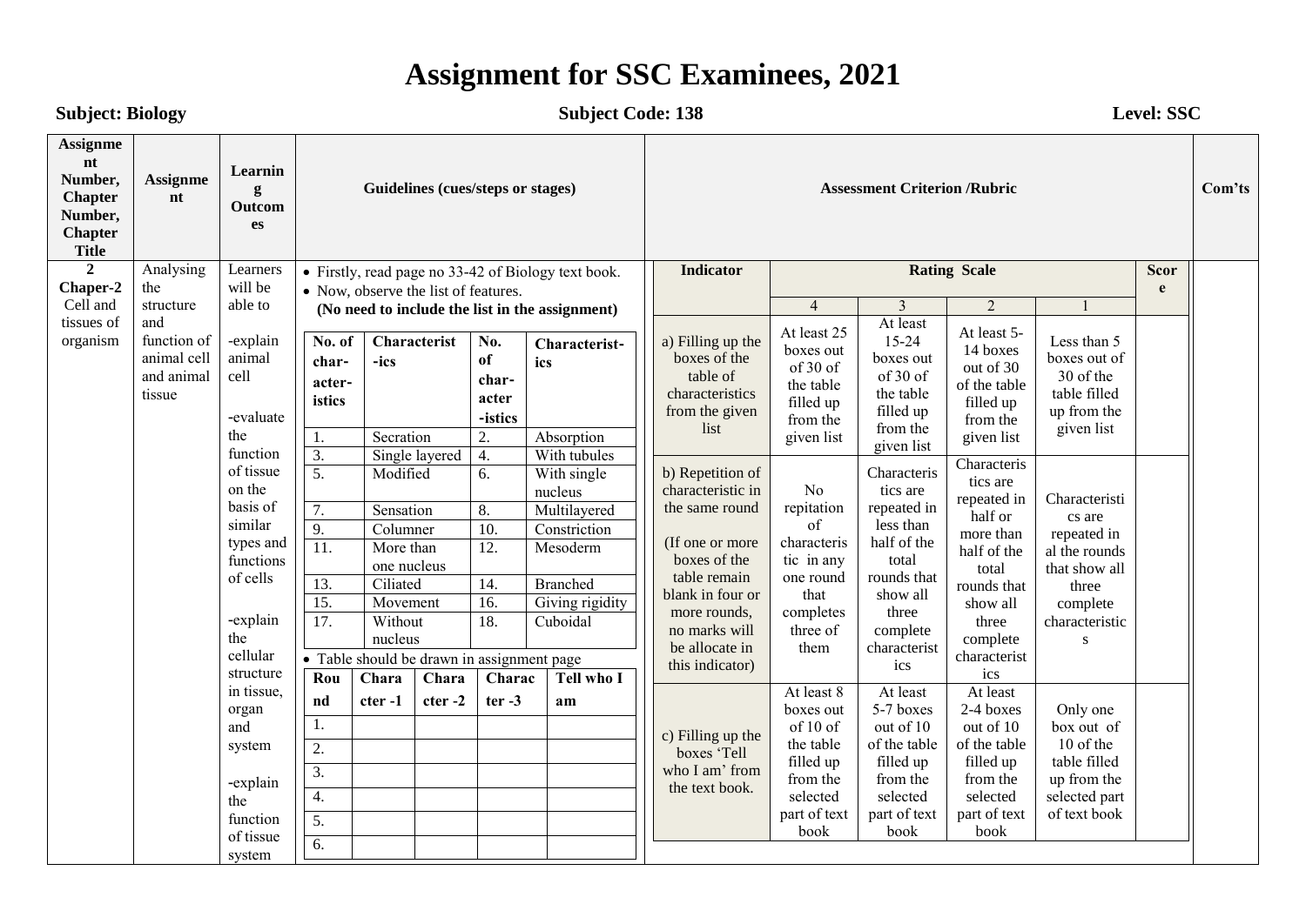# Assignment for SSC Examinees, 2021

**Subject: Biology** **Subject Code: 138** **Level: SSC**

| Assignment Number, Chapter Number, Chapter Title | Assignment | Learning Outcomes | Guidelines (cues/steps or stages) | Assessment Criterion /Rubric | Com'ts |
|---|---|---|---|---|---|
| **2** **Chaper-2** Cell and tissues of organism | Analysing the structure and function of animal cell and animal tissue | Learners will be able to<br><br>-explain animal cell<br><br>-evaluate the function of tissue on the basis of similar types and functions of cells<br><br>-explain the cellular structure in tissue, organ and system<br><br>-explain the function of tissue system | • Firstly, read page no 33-42 of Biology text book.<br>• Now, observe the list of features.<br>**(No need to include the list in the assignment)**<br>(see characteristics table below)<br>• Table should be drawn in assignment page<br>(see round table below) | (see rubric table below) | |

**List of features:**

| No. of characteristics | Characteristics | No. of characteristics | Characteristics |
|---|---|---|---|
| 1. | Secration | 2. | Absorption |
| 3. | Single layered | 4. | With tubules |
| 5. | Modified | 6. | With single nucleus |
| 7. | Sensation | 8. | Multilayered |
| 9. | Columner | 10. | Constriction |
| 11. | More than one nucleus | 12. | Mesoderm |
| 13. | Ciliated | 14. | Branched |
| 15. | Movement | 16. | Giving rigidity |
| 17. | Without nucleus | 18. | Cuboidal |

• Table should be drawn in assignment page

| Round | Character -1 | Character -2 | Character -3 | Tell who I am |
|---|---|---|---|---|
| 1. | | | | |
| 2. | | | | |
| 3. | | | | |
| 4. | | | | |
| 5. | | | | |
| 6. | | | | |

**Assessment Criterion /Rubric:**

| Indicator | Rating Scale | | | | Score |
|---|---|---|---|---|---|
| | 4 | 3 | 2 | 1 | |
| a) Filling up the boxes of the table of characteristics from the given list | At least 25 boxes out of 30 of the table filled up from the given list | At least 15-24 boxes out of 30 of the table filled up from the given list | At least 5-14 boxes out of 30 of the table filled up from the given list | Less than 5 boxes out of 30 of the table filled up from the given list | |
| b) Repetition of characteristic in the same round<br><br>(If one or more boxes of the table remain blank in four or more rounds, no marks will be allocate in this indicator) | No repitation of characteristic in any one round that completes three of them | Characteristics are repeated in less than half of the total rounds that show all three complete characteristics | Characteristics are repeated in half or more than half of the total rounds that show all three complete characteristics | Characteristics are repeated in al the rounds that show all three complete characteristics | |
| c) Filling up the boxes 'Tell who I am' from the text book. | At least 8 boxes out of 10 of the table filled up from the selected part of text book | At least 5-7 boxes out of 10 of the table filled up from the selected part of text book | At least 2-4 boxes out of 10 of the table filled up from the selected part of text book | Only one box out of 10 of the table filled up from the selected part of text book | |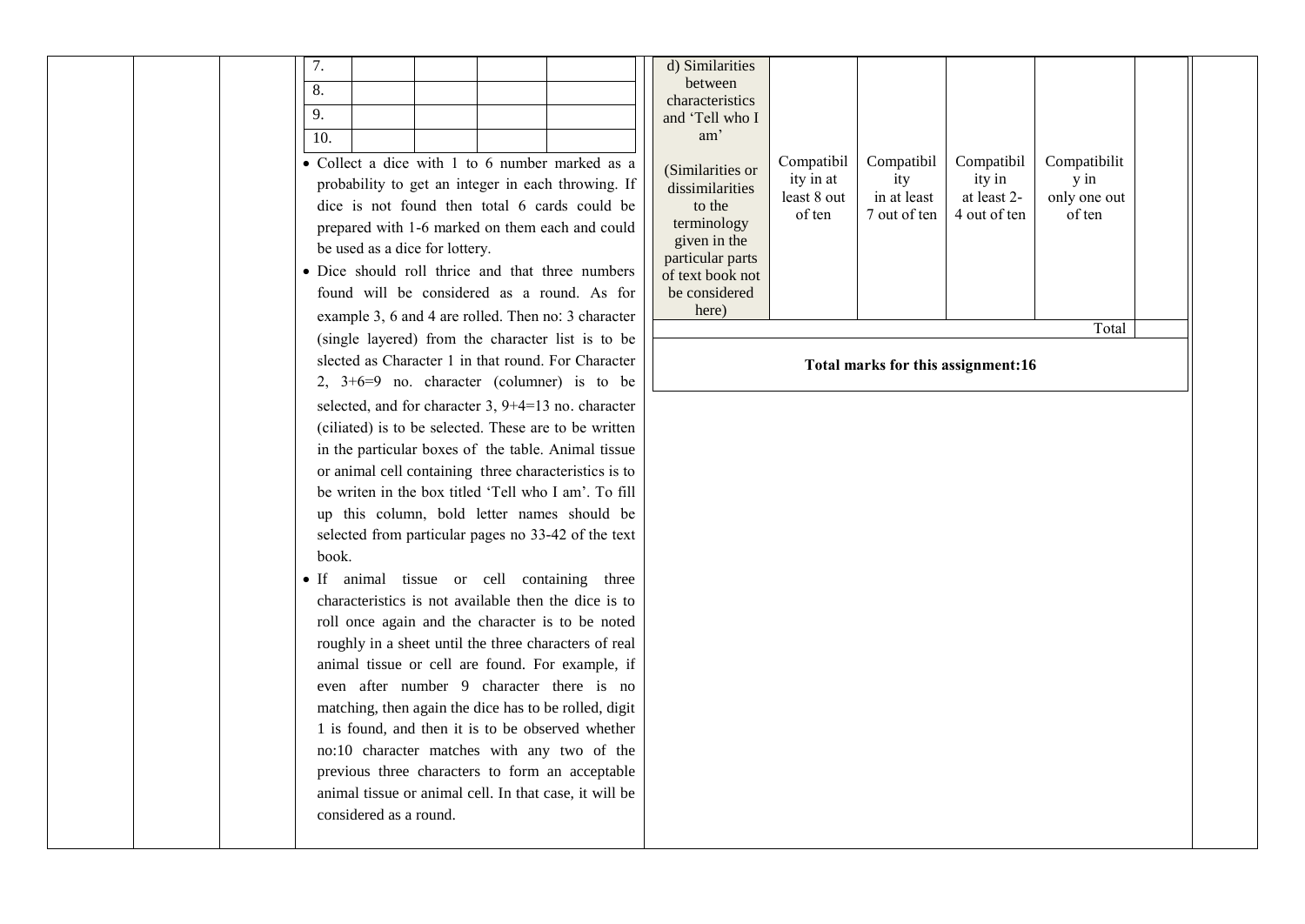| 7. | | | | |
|---|---|---|---|---|
| 8. | | | | |
| 9. | | | | |
| 10. | | | | |

- Collect a dice with 1 to 6 number marked as a probability to get an integer in each throwing. If dice is not found then total 6 cards could be prepared with 1-6 marked on them each and could be used as a dice for lottery.
- Dice should roll thrice and that three numbers found will be considered as a round. As for example 3, 6 and 4 are rolled. Then no: 3 character (single layered) from the character list is to be slected as Character 1 in that round. For Character 2, 3+6=9 no. character (columner) is to be selected, and for character 3, 9+4=13 no. character (ciliated) is to be selected. These are to be written in the particular boxes of the table. Animal tissue or animal cell containing three characteristics is to be writen in the box titled 'Tell who I am'. To fill up this column, bold letter names should be selected from particular pages no 33-42 of the text book.
- If animal tissue or cell containing three characteristics is not available then the dice is to roll once again and the character is to be noted roughly in a sheet until the three characters of real animal tissue or cell are found. For example, if even after number 9 character there is no matching, then again the dice has to be rolled, digit 1 is found, and then it is to be observed whether no:10 character matches with any two of the previous three characters to form an acceptable animal tissue or animal cell. In that case, it will be considered as a round.

| d) Similarities between characteristics and 'Tell who I am' (Similarities or dissimilarities to the terminology given in the particular parts of text book not be considered here) | Compatibility in at least 8 out of ten | Compatibility in at least 7 out of ten | Compatibility in at least 2-4 out of ten | Compatibility in only one out of ten | |
|---|---|---|---|---|---|
| | | | | Total | |

**Total marks for this assignment:16**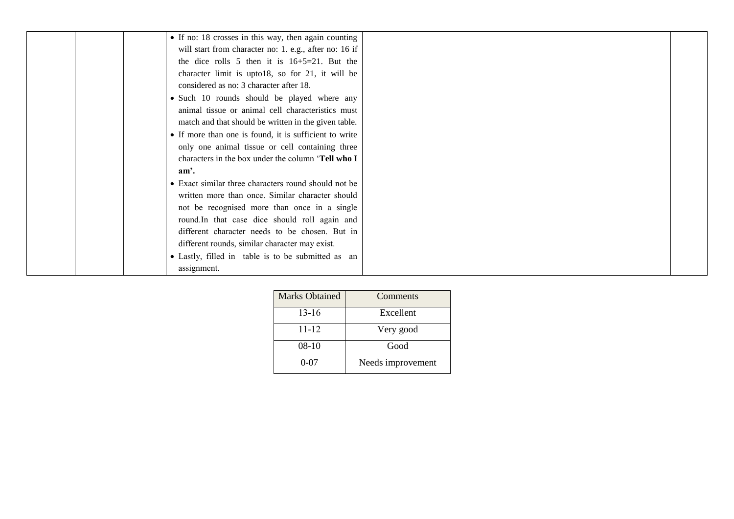|  |  |  | • If no: 18 crosses in this way, then again counting will start from character no: 1. e.g., after no: 16 if the dice rolls 5 then it is 16+5=21. But the character limit is upto18, so for 21, it will be considered as no: 3 character after 18.<br>• Such 10 rounds should be played where any animal tissue or animal cell characteristics must match and that should be written in the given table.<br>• If more than one is found, it is sufficient to write only one animal tissue or cell containing three characters in the box under the column '**Tell who I am'.**<br>• Exact similar three characters round should not be written more than once. Similar character should not be recognised more than once in a single round.In that case dice should roll again and different character needs to be chosen. But in different rounds, similar character may exist.<br>• Lastly, filled in table is to be submitted as an assignment. |  |  |
|---|---|---|---|---|---|

| Marks Obtained | Comments |
|---|---|
| 13-16 | Excellent |
| 11-12 | Very good |
| 08-10 | Good |
| 0-07 | Needs improvement |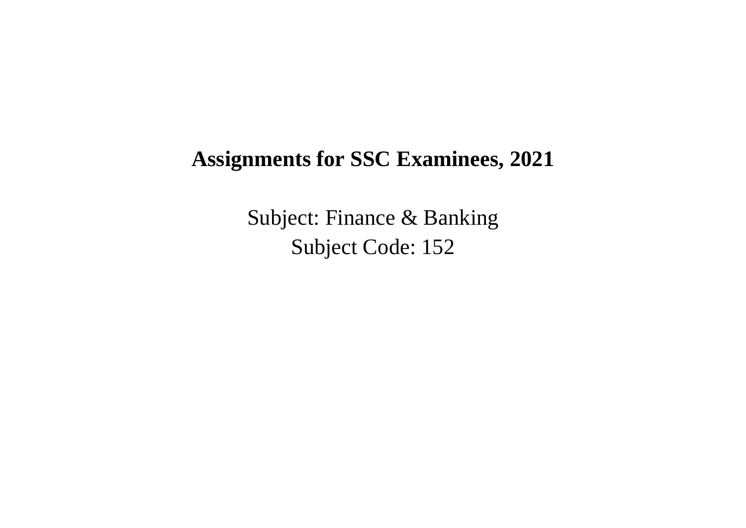# Assignments for SSC Examinees, 2021

Subject: Finance & Banking

Subject Code: 152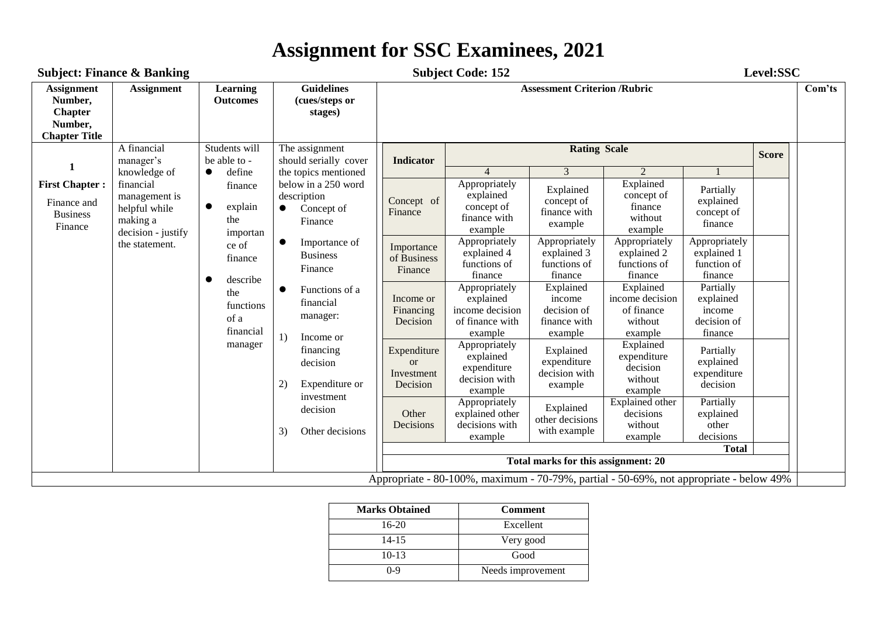# Assignment for SSC Examinees, 2021

**Subject: Finance & Banking** **Subject Code: 152** **Level:SSC**

| Assignment Number, Chapter Number, Chapter Title | Assignment | Learning Outcomes | Guidelines (cues/steps or stages) | Assessment Criterion /Rubric | Com'ts |
|---|---|---|---|---|---|
| **1** **First Chapter :** Finance and Business Finance | A financial manager's knowledge of financial management is helpful while making a decision - justify the statement. | Students will be able to - <br>● define finance <br>● explain the importance of finance <br>● describe the functions of a financial manager | The assignment should serially cover the topics mentioned below in a 250 word description <br>● Concept of Finance <br>● Importance of Business Finance <br>● Functions of a financial manager: <br>1) Income or financing decision <br>2) Expenditure or investment decision <br>3) Other decisions | See rubric below | |

| Indicator | Rating Scale | | | | Score |
|---|---|---|---|---|---|
| | 4 | 3 | 2 | 1 | |
| Concept of Finance | Appropriately explained concept of finance with example | Explained concept of finance with example | Explained concept of finance without example | Partially explained concept of finance | |
| Importance of Business Finance | Appropriately explained 4 functions of finance | Appropriately explained 3 functions of finance | Appropriately explained 2 functions of finance | Appropriately explained 1 function of finance | |
| Income or Financing Decision | Appropriately explained income decision of finance with example | Explained income decision of finance with example | Explained income decision of finance without example | Partially explained income decision of finance | |
| Expenditure or Investment Decision | Appropriately explained expenditure decision with example | Explained expenditure decision with example | Explained expenditure decision without example | Partially explained expenditure decision | |
| Other Decisions | Appropriately explained other decisions with example | Explained other decisions with example | Explained other decisions without example | Partially explained other decisions | |
| | | | | **Total** | |
| **Total marks for this assignment: 20** | | | | | |

Appropriate - 80-100%, maximum - 70-79%, partial - 50-69%, not appropriate - below 49%

| Marks Obtained | Comment |
|---|---|
| 16-20 | Excellent |
| 14-15 | Very good |
| 10-13 | Good |
| 0-9 | Needs improvement |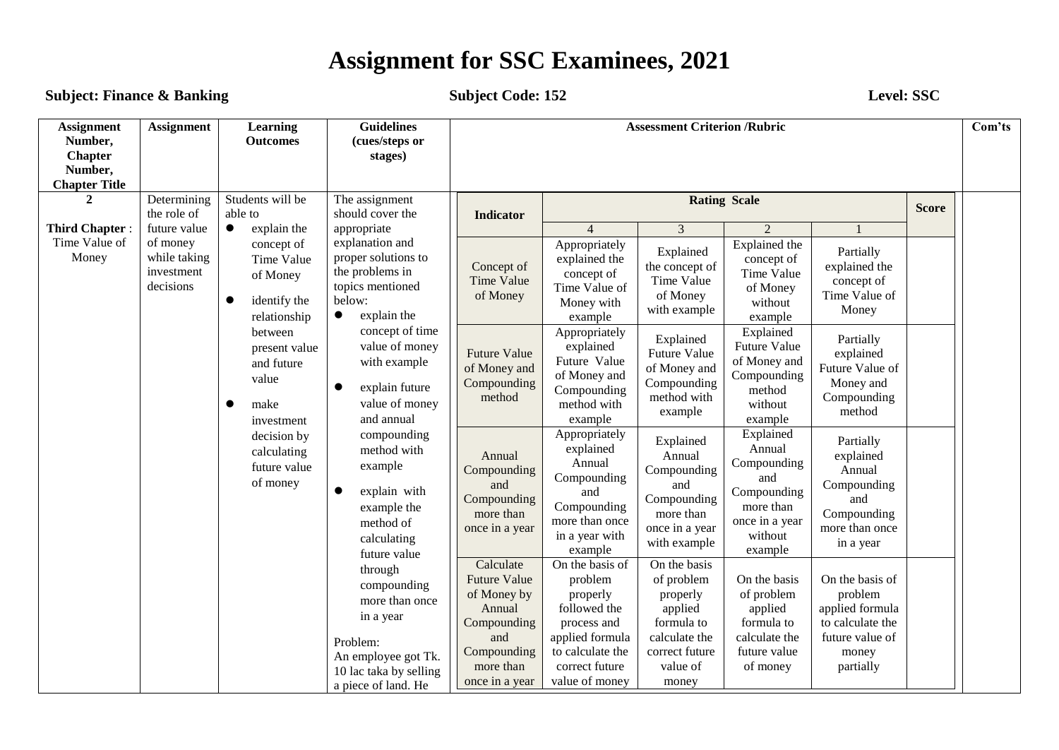# Assignment for SSC Examinees, 2021

**Subject: Finance & Banking** **Subject Code: 152** **Level: SSC**

| Assignment Number, Chapter Number, Chapter Title | Assignment | Learning Outcomes | Guidelines (cues/steps or stages) | Assessment Criterion /Rubric | | | | | | Com'ts |
|---|---|---|---|---|---|---|---|---|---|---|
| | | | | Indicator | Rating Scale | | | | Score | |
| | | | | | 4 | 3 | 2 | 1 | | |
| **2**<br><br>**Third Chapter** : Time Value of Money | Determining the role of future value of money while taking investment decisions | Students will be able to<br>● explain the concept of Time Value of Money<br>● identify the relationship between present value and future value<br>● make investment decision by calculating future value of money | The assignment should cover the appropriate explanation and proper solutions to the problems in topics mentioned below:<br>● explain the concept of time value of money with example<br>● explain future value of money and annual compounding method with example<br>● explain with example the method of calculating future value through compounding more than once in a year<br><br>Problem:<br>An employee got Tk. 10 lac taka by selling a piece of land. He | Concept of Time Value of Money | Appropriately explained the concept of Time Value of Money with example | Explained the concept of Time Value of Money with example | Explained the concept of Time Value of Money without example | Partially explained the concept of Time Value of Money | | |
| | | | | Future Value of Money and Compounding method | Appropriately explained Future Value of Money and Compounding method with example | Explained Future Value of Money and Compounding method with example | Explained Future Value of Money and Compounding method without example | Partially explained Future Value of Money and Compounding method | | |
| | | | | Annual Compounding and Compounding more than once in a year | Appropriately explained Annual Compounding and Compounding more than once in a year with example | Explained Annual Compounding and Compounding more than once in a year with example | Explained Annual Compounding and Compounding more than once in a year without example | Partially explained Annual Compounding and Compounding more than once in a year | | |
| | | | | Calculate Future Value of Money by Annual Compounding and Compounding more than once in a year | On the basis of problem properly followed the process and applied formula to calculate the correct future value of money | On the basis of problem properly applied formula to calculate the correct future value of money | On the basis of problem applied formula to calculate the future value of money | On the basis of problem applied formula to calculate the future value of money partially | | |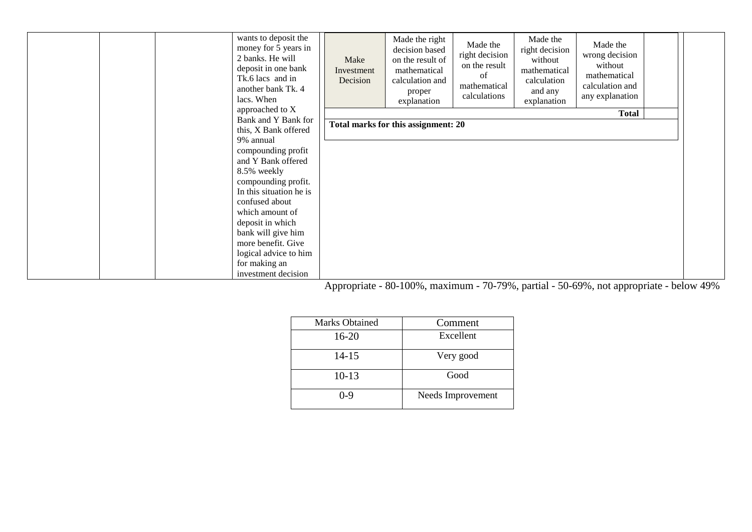| | | | wants to deposit the money for 5 years in 2 banks. He will deposit in one bank Tk.6 lacs and in another bank Tk. 4 lacs. When approached to X Bank and Y Bank for this, X Bank offered 9% annual compounding profit and Y Bank offered 8.5% weekly compounding profit. In this situation he is confused about which amount of deposit in which bank will give him more benefit. Give logical advice to him for making an investment decision | | |
|---|---|---|---|---|---|

| Make Investment Decision | Made the right decision based on the result of mathematical calculation and proper explanation | Made the right decision on the result of mathematical calculations | Made the right decision without mathematical calculation and any explanation | Made the wrong decision without mathematical calculation and any explanation | |
|---|---|---|---|---|---|
| | | | | **Total** | |
| **Total marks for this assignment: 20** | | | | | |

Appropriate - 80-100%, maximum - 70-79%, partial - 50-69%, not appropriate - below 49%

| Marks Obtained | Comment |
|---|---|
| 16-20 | Excellent |
| 14-15 | Very good |
| 10-13 | Good |
| 0-9 | Needs Improvement |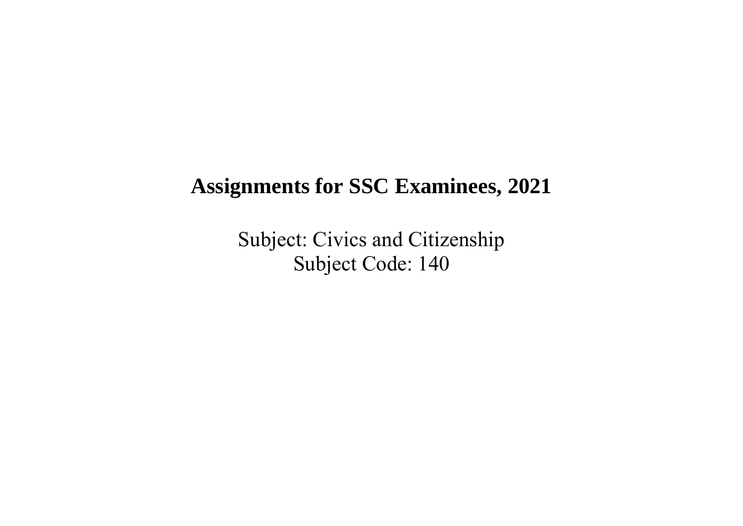# Assignments for SSC Examinees, 2021

Subject: Civics and Citizenship
Subject Code: 140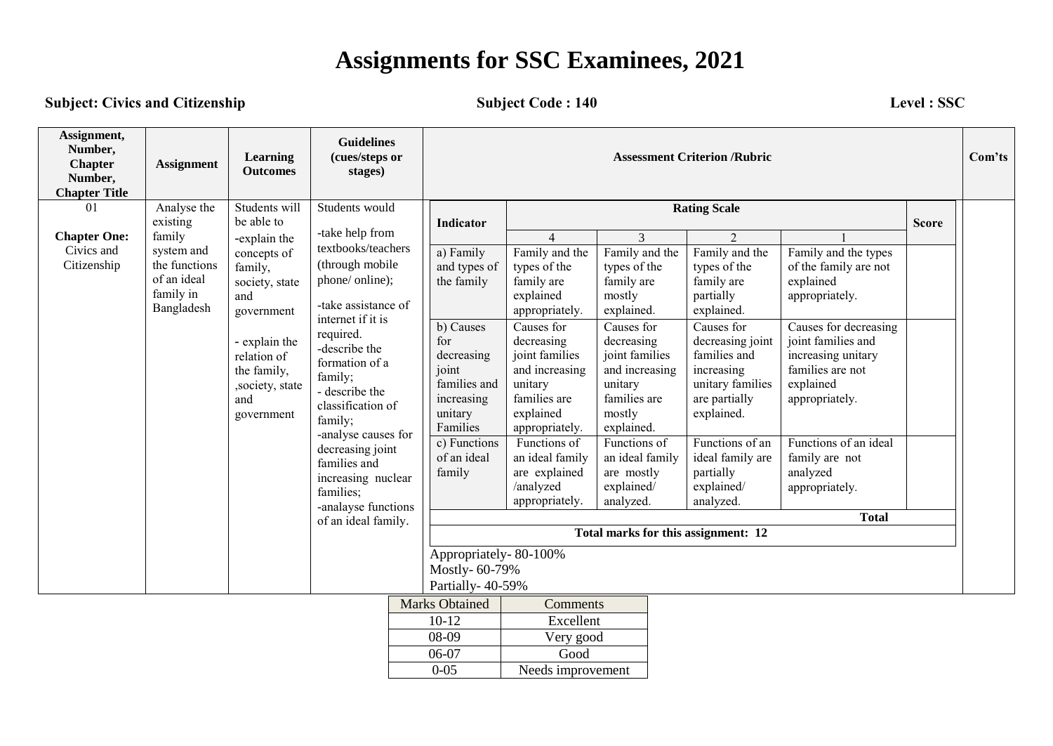# Assignments for SSC Examinees, 2021

**Subject: Civics and Citizenship** **Subject Code : 140** **Level : SSC**

| Assignment, Number, Chapter Number, Chapter Title | Assignment | Learning Outcomes | Guidelines (cues/steps or stages) | Assessment Criterion /Rubric | Com'ts |
|---|---|---|---|---|---|
| 01<br><br>**Chapter One:** Civics and Citizenship | Analyse the existing family system and the functions of an ideal family in Bangladesh | Students will be able to<br>-explain the concepts of family, society, state and government<br><br>- explain the relation of the family, ,society, state and government | Students would<br><br>-take help from textbooks/teachers (through mobile phone/ online);<br><br>-take assistance of internet if it is required.<br>-describe the formation of a family;<br>- describe the classification of family;<br>-analyse causes for decreasing joint families and increasing nuclear families;<br>-analayse functions of an ideal family. | (see rubric below) | |

| Indicator | Rating Scale | | | | Score |
|---|---|---|---|---|---|
| | 4 | 3 | 2 | 1 | |
| a) Family and types of the family | Family and the types of the family are explained appropriately. | Family and the types of the family are mostly explained. | Family and the types of the family are partially explained. | Family and the types of the family are not explained appropriately. | |
| b) Causes for decreasing joint families and increasing unitary Families | Causes for decreasing joint families and increasing unitary families are explained appropriately. | Causes for decreasing joint families and increasing unitary families are mostly explained. | Causes for decreasing joint families and increasing unitary families are partially explained. | Causes for decreasing joint families and increasing unitary families are not explained appropriately. | |
| c) Functions of an ideal family | Functions of an ideal family are explained /analyzed appropriately. | Functions of an ideal family are mostly explained/ analyzed. | Functions of an ideal family are partially explained/ analyzed. | Functions of an ideal family are not analyzed appropriately. | |
| | | | | **Total** | |
| **Total marks for this assignment: 12** | | | | | |

Appropriately- 80-100%
Mostly- 60-79%
Partially- 40-59%

| Marks Obtained | Comments |
|---|---|
| 10-12 | Excellent |
| 08-09 | Very good |
| 06-07 | Good |
| 0-05 | Needs improvement |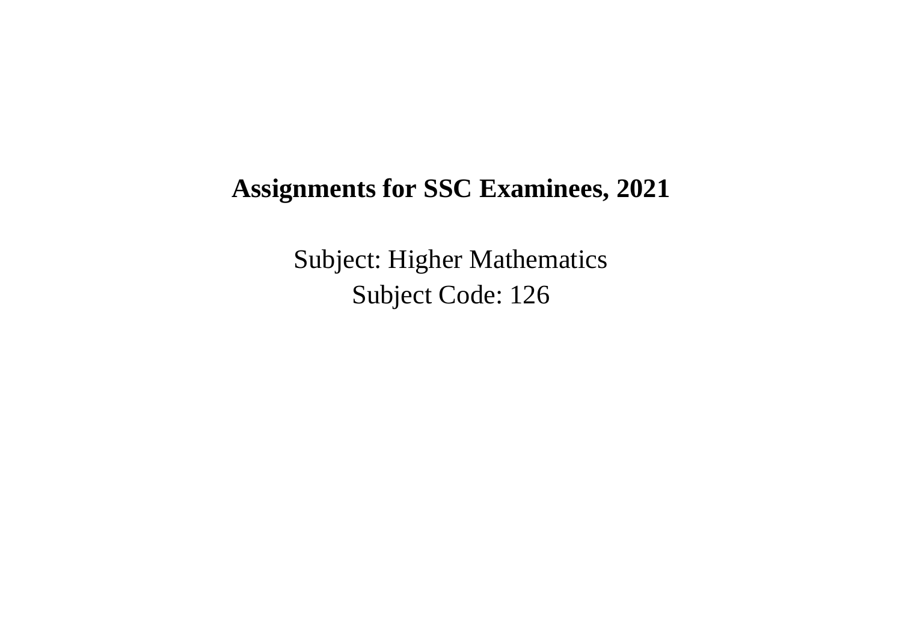# Assignments for SSC Examinees, 2021

Subject: Higher Mathematics

Subject Code: 126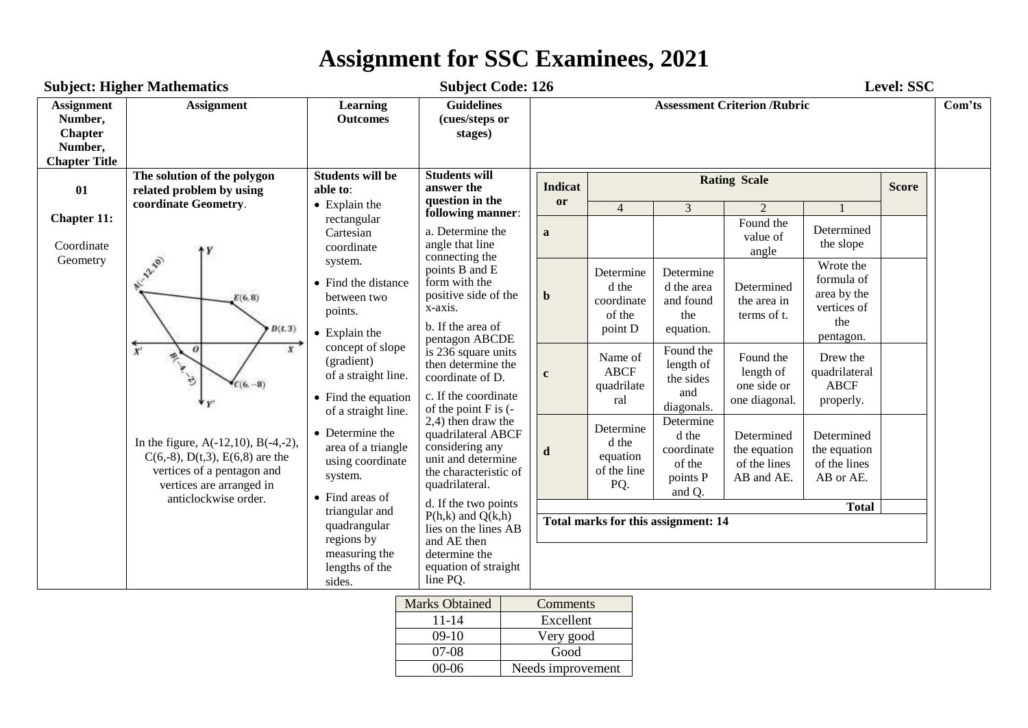# Assignment for SSC Examinees, 2021

**Subject: Higher Mathematics** **Subject Code: 126** **Level: SSC**

| Assignment Number, Chapter Number, Chapter Title | Assignment | Learning Outcomes | Guidelines (cues/steps or stages) | Assessment Criterion /Rubric | Com'ts |
|---|---|---|---|---|---|
| **01**<br>**Chapter 11:**<br>Coordinate Geometry | **The solution of the polygon related problem by using coordinate Geometry**.<br><br>In the figure, A(-12,10), B(-4,-2), C(6,-8), D(t,3), E(6,8) are the vertices of a pentagon and vertices are arranged in anticlockwise order. | **Students will be able to**:<br>• Explain the rectangular Cartesian coordinate system.<br>• Find the distance between two points.<br>• Explain the concept of slope (gradient) of a straight line.<br>• Find the equation of a straight line.<br>• Determine the area of a triangle using coordinate system.<br>• Find areas of triangular and quadrangular regions by measuring the lengths of the sides. | **Students will answer the question in the following manner**:<br>a. Determine the angle that line connecting the points B and E form with the positive side of the x-axis.<br>b. If the area of pentagon ABCDE is 236 square units then determine the coordinate of D.<br>c. If the coordinate of the point F is (-2,4) then draw the quadrilateral ABCF considering any unit and determine the characteristic of quadrilateral.<br>d. If the two points P(h,k) and Q(k,h) lies on the lines AB and AE then determine the equation of straight line PQ. | See rubric table below | |

Y, X, X', Y', O, A(-12,10), B(-4,-2), C(6,-8), D(t,3), E(6,8)

**Assessment Criterion /Rubric**

| Indicator | Rating Scale | | | | Score |
|---|---|---|---|---|---|
| | 4 | 3 | 2 | 1 | |
| **a** | | | Found the value of angle | Determined the slope | |
| **b** | Determined the coordinate of the point D | Determined the area and found the equation. | Determined the area in terms of t. | Wrote the formula of area by the vertices of the pentagon. | |
| **c** | Name of ABCF quadrilateral | Found the length of the sides and diagonals. | Found the length of one side or one diagonal. | Drew the quadrilateral ABCF properly. | |
| **d** | Determined the equation of the line PQ. | Determined the coordinate of the points P and Q. | Determined the equation of the lines AB and AE. | Determined the equation of the lines AB or AE. | |
| | | | | **Total** | |

**Total marks for this assignment: 14**

| Marks Obtained | Comments |
|---|---|
| 11-14 | Excellent |
| 09-10 | Very good |
| 07-08 | Good |
| 00-06 | Needs improvement |